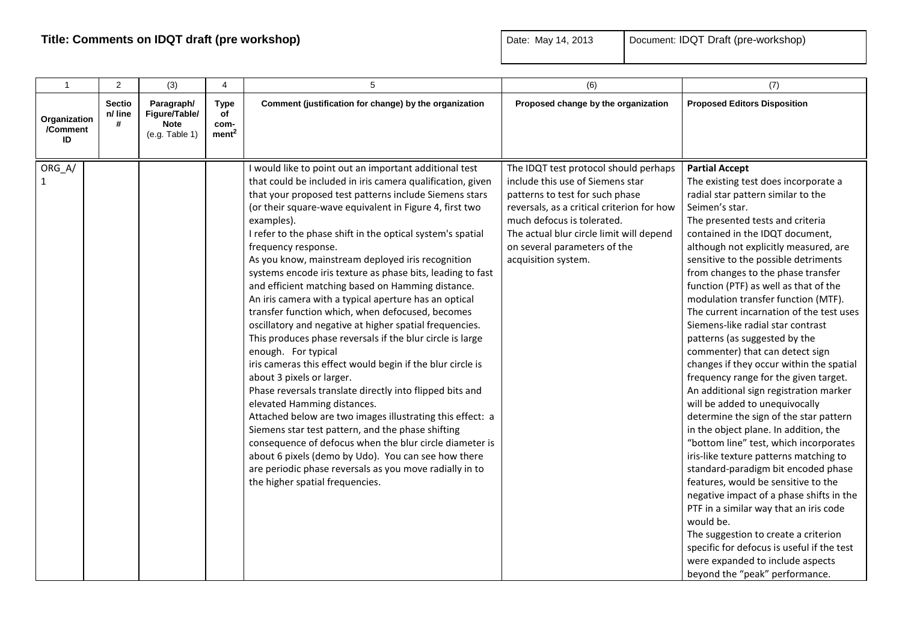**Title: Comments on IDQT draft (pre workshop)**

| Date: May 14, 2013 | Document: IDQT Draft (pre-workshop) |
|---|---|

| 1 | 2 | (3) | 4 | 5 | (6) | (7) |
|---|---|---|---|---|---|---|
| **Organization /Comment ID** | **Section/ line #** | **Paragraph/ Figure/Table/ Note** (e.g. Table 1) | **Type of com-ment[2]** | **Comment (justification for change) by the organization** | **Proposed change by the organization** | **Proposed Editors Disposition** |
| ORG_A/ 1 | | | | I would like to point out an important additional test that could be included in iris camera qualification, given that your proposed test patterns include Siemens stars (or their square-wave equivalent in Figure 4, first two examples). I refer to the phase shift in the optical system's spatial frequency response. As you know, mainstream deployed iris recognition systems encode iris texture as phase bits, leading to fast and efficient matching based on Hamming distance. An iris camera with a typical aperture has an optical transfer function which, when defocused, becomes oscillatory and negative at higher spatial frequencies. This produces phase reversals if the blur circle is large enough. For typical iris cameras this effect would begin if the blur circle is about 3 pixels or larger. Phase reversals translate directly into flipped bits and elevated Hamming distances. Attached below are two images illustrating this effect: a Siemens star test pattern, and the phase shifting consequence of defocus when the blur circle diameter is about 6 pixels (demo by Udo). You can see how there are periodic phase reversals as you move radially in to the higher spatial frequencies. | The IDQT test protocol should perhaps include this use of Siemens star patterns to test for such phase reversals, as a critical criterion for how much defocus is tolerated. The actual blur circle limit will depend on several parameters of the acquisition system. | **Partial Accept** The existing test does incorporate a radial star pattern similar to the Seimen's star. The presented tests and criteria contained in the IDQT document, although not explicitly measured, are sensitive to the possible detriments from changes to the phase transfer function (PTF) as well as that of the modulation transfer function (MTF). The current incarnation of the test uses Siemens-like radial star contrast patterns (as suggested by the commenter) that can detect sign changes if they occur within the spatial frequency range for the given target. An additional sign registration marker will be added to unequivocally determine the sign of the star pattern in the object plane. In addition, the "bottom line" test, which incorporates iris-like texture patterns matching to standard-paradigm bit encoded phase features, would be sensitive to the negative impact of a phase shifts in the PTF in a similar way that an iris code would be. The suggestion to create a criterion specific for defocus is useful if the test were expanded to include aspects beyond the "peak" performance. |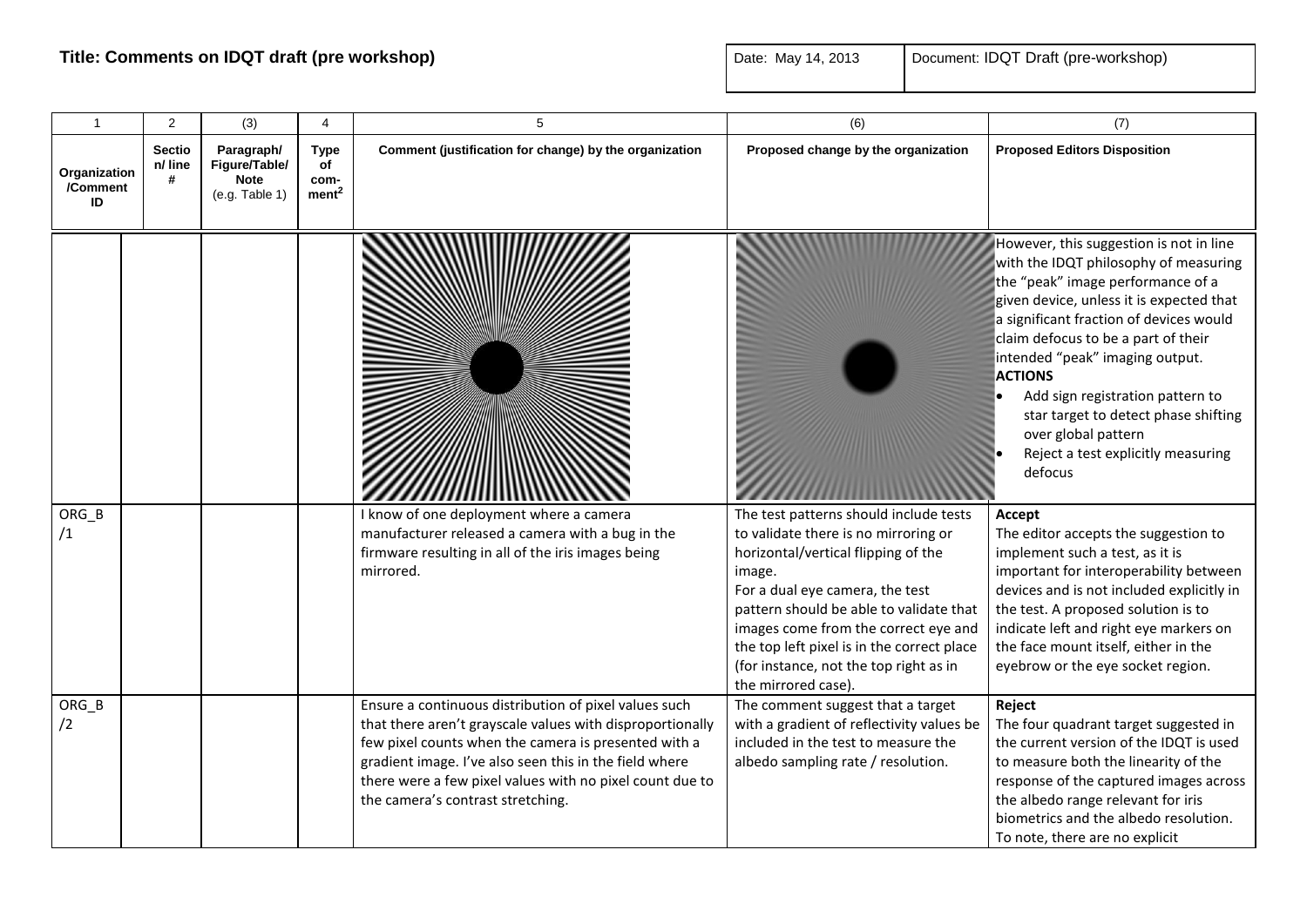## Title: Comments on IDQT draft (pre workshop)

| Date: May 14, 2013 | Document: IDQT Draft (pre-workshop) |
|---|---|

| 1 | 2 | (3) | 4 | 5 | (6) | (7) |
|---|---|---|---|---|---|---|
| **Organization /Comment ID** | **Section/ line #** | **Paragraph/ Figure/Table/ Note** (e.g. Table 1) | **Type of com-ment**[2] | **Comment (justification for change) by the organization** | **Proposed change by the organization** | **Proposed Editors Disposition** |
| | | | | | | However, this suggestion is not in line with the IDQT philosophy of measuring the "peak" image performance of a given device, unless it is expected that a significant fraction of devices would claim defocus to be a part of their intended "peak" imaging output. **ACTIONS** • Add sign registration pattern to star target to detect phase shifting over global pattern • Reject a test explicitly measuring defocus |
| ORG_B /1 | | | | I know of one deployment where a camera manufacturer released a camera with a bug in the firmware resulting in all of the iris images being mirrored. | The test patterns should include tests to validate there is no mirroring or horizontal/vertical flipping of the image. For a dual eye camera, the test pattern should be able to validate that images come from the correct eye and the top left pixel is in the correct place (for instance, not the top right as in the mirrored case). | **Accept** The editor accepts the suggestion to implement such a test, as it is important for interoperability between devices and is not included explicitly in the test. A proposed solution is to indicate left and right eye markers on the face mount itself, either in the eyebrow or the eye socket region. |
| ORG_B /2 | | | | Ensure a continuous distribution of pixel values such that there aren't grayscale values with disproportionally few pixel counts when the camera is presented with a gradient image. I've also seen this in the field where there were a few pixel values with no pixel count due to the camera's contrast stretching. | The comment suggest that a target with a gradient of reflectivity values be included in the test to measure the albedo sampling rate / resolution. | **Reject** The four quadrant target suggested in the current version of the IDQT is used to measure both the linearity of the response of the captured images across the albedo range relevant for iris biometrics and the albedo resolution. To note, there are no explicit |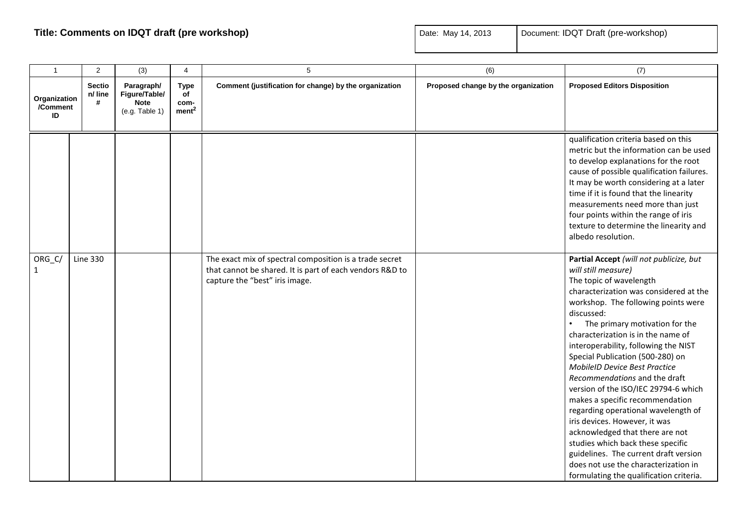**Title: Comments on IDQT draft (pre workshop)**

| Date: May 14, 2013 | Document: IDQT Draft (pre-workshop) |
|---|---|

| 1 | 2 | (3) | 4 | 5 | (6) | (7) |
|---|---|---|---|---|---|---|
| **Organization /Comment ID** | **Section/ line #** | **Paragraph/ Figure/Table/ Note** (e.g. Table 1) | **Type of comment[2]** | **Comment (justification for change) by the organization** | **Proposed change by the organization** | **Proposed Editors Disposition** |
| | | | | | | qualification criteria based on this metric but the information can be used to develop explanations for the root cause of possible qualification failures. It may be worth considering at a later time if it is found that the linearity measurements need more than just four points within the range of iris texture to determine the linearity and albedo resolution. |
| ORG_C/ 1 | Line 330 | | | The exact mix of spectral composition is a trade secret that cannot be shared. It is part of each vendors R&D to capture the "best" iris image. | | **Partial Accept** *(will not publicize, but will still measure)* The topic of wavelength characterization was considered at the workshop. The following points were discussed: • The primary motivation for the characterization is in the name of interoperability, following the NIST Special Publication (500-280) on *MobileID Device Best Practice Recommendations* and the draft version of the ISO/IEC 29794-6 which makes a specific recommendation regarding operational wavelength of iris devices. However, it was acknowledged that there are not studies which back these specific guidelines. The current draft version does not use the characterization in formulating the qualification criteria. |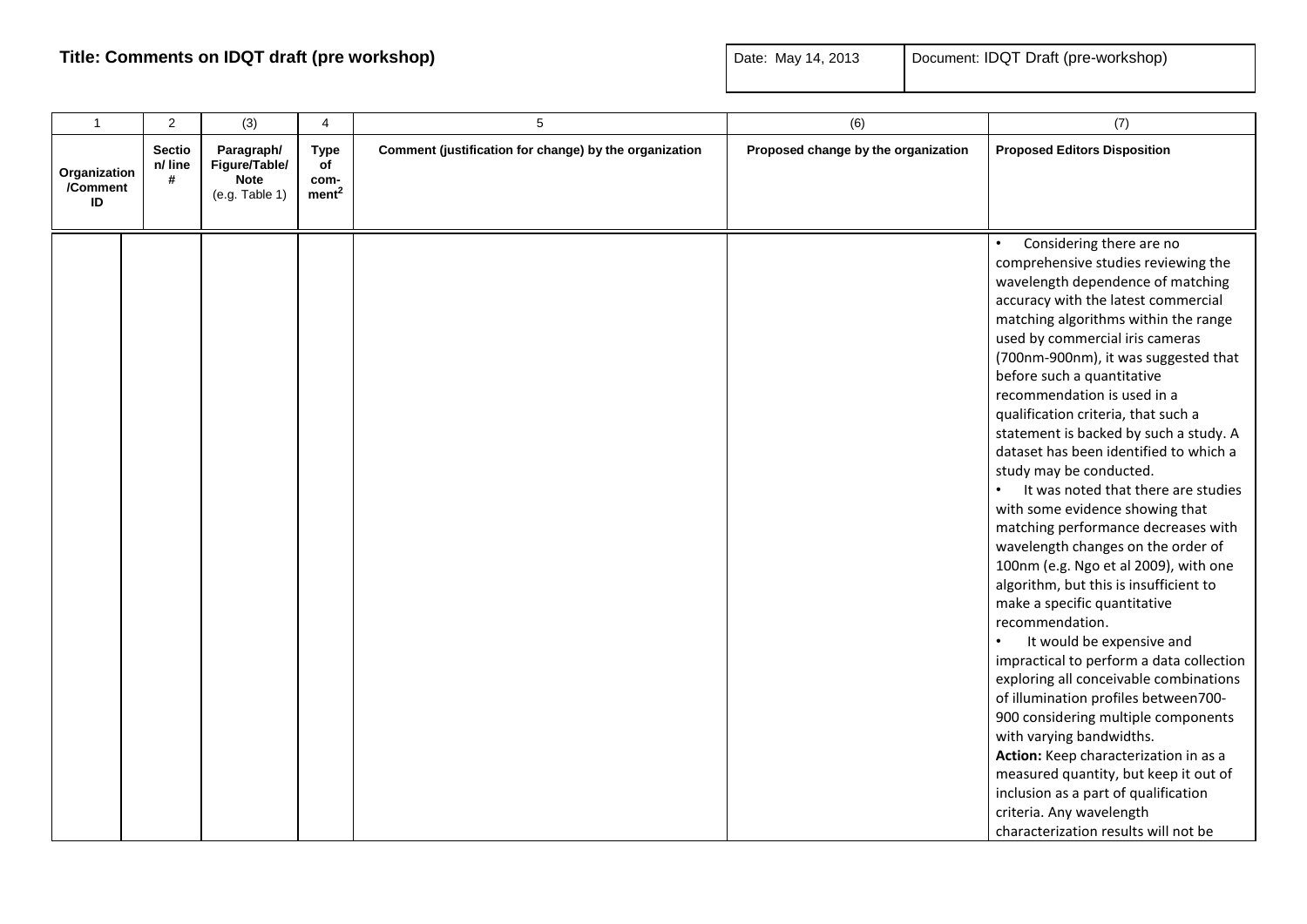**Title: Comments on IDQT draft (pre workshop)**

| Date: May 14, 2013 | Document: IDQT Draft (pre-workshop) |
|---|---|

| 1 | 2 | (3) | 4 | 5 | (6) | (7) |
|---|---|---|---|---|---|---|
| **Organization /Comment ID** | **Section/ line #** | **Paragraph/ Figure/Table/ Note** (e.g. Table 1) | **Type of com-ment[2]** | **Comment (justification for change) by the organization** | **Proposed change by the organization** | **Proposed Editors Disposition** |
| | | | | | | • Considering there are no comprehensive studies reviewing the wavelength dependence of matching accuracy with the latest commercial matching algorithms within the range used by commercial iris cameras (700nm-900nm), it was suggested that before such a quantitative recommendation is used in a qualification criteria, that such a statement is backed by such a study. A dataset has been identified to which a study may be conducted.<br>• It was noted that there are studies with some evidence showing that matching performance decreases with wavelength changes on the order of 100nm (e.g. Ngo et al 2009), with one algorithm, but this is insufficient to make a specific quantitative recommendation.<br>• It would be expensive and impractical to perform a data collection exploring all conceivable combinations of illumination profiles between700-900 considering multiple components with varying bandwidths.<br>**Action:** Keep characterization in as a measured quantity, but keep it out of inclusion as a part of qualification criteria. Any wavelength characterization results will not be |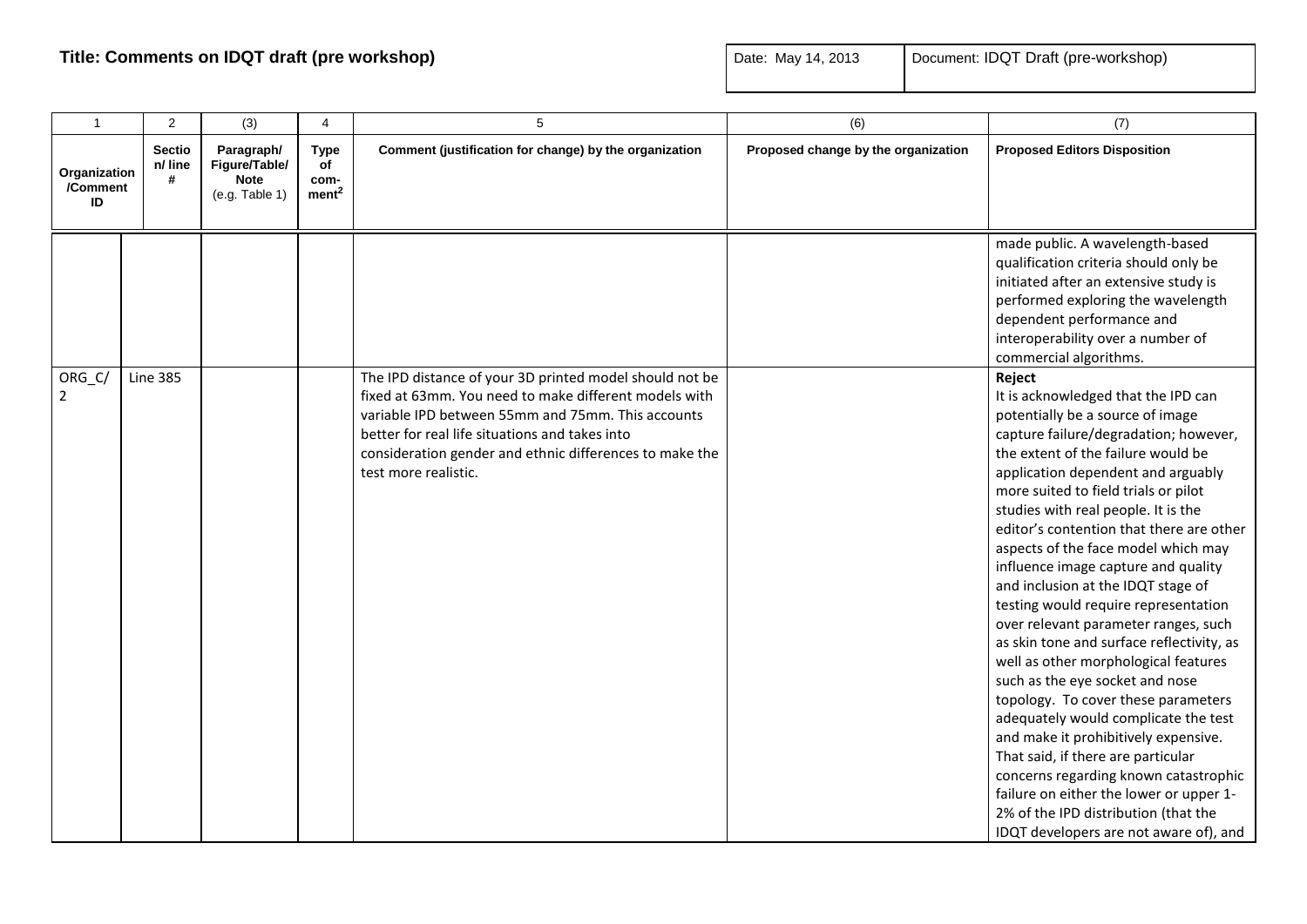**Title: Comments on IDQT draft (pre workshop)**

| Date: May 14, 2013 | Document: IDQT Draft (pre-workshop) |
|---|---|

| 1 | 2 | (3) | 4 | 5 | (6) | (7) |
|---|---|---|---|---|---|---|
| **Organization /Comment ID** | **Section/ line #** | **Paragraph/ Figure/Table/ Note** (e.g. Table 1) | **Type of com-ment[2]** | **Comment (justification for change) by the organization** | **Proposed change by the organization** | **Proposed Editors Disposition** |
| | | | | | | made public. A wavelength-based qualification criteria should only be initiated after an extensive study is performed exploring the wavelength dependent performance and interoperability over a number of commercial algorithms. |
| ORG_C/ 2 | Line 385 | | | The IPD distance of your 3D printed model should not be fixed at 63mm. You need to make different models with variable IPD between 55mm and 75mm. This accounts better for real life situations and takes into consideration gender and ethnic differences to make the test more realistic. | | **Reject** It is acknowledged that the IPD can potentially be a source of image capture failure/degradation; however, the extent of the failure would be application dependent and arguably more suited to field trials or pilot studies with real people. It is the editor's contention that there are other aspects of the face model which may influence image capture and quality and inclusion at the IDQT stage of testing would require representation over relevant parameter ranges, such as skin tone and surface reflectivity, as well as other morphological features such as the eye socket and nose topology. To cover these parameters adequately would complicate the test and make it prohibitively expensive. That said, if there are particular concerns regarding known catastrophic failure on either the lower or upper 1-2% of the IPD distribution (that the IDQT developers are not aware of), and |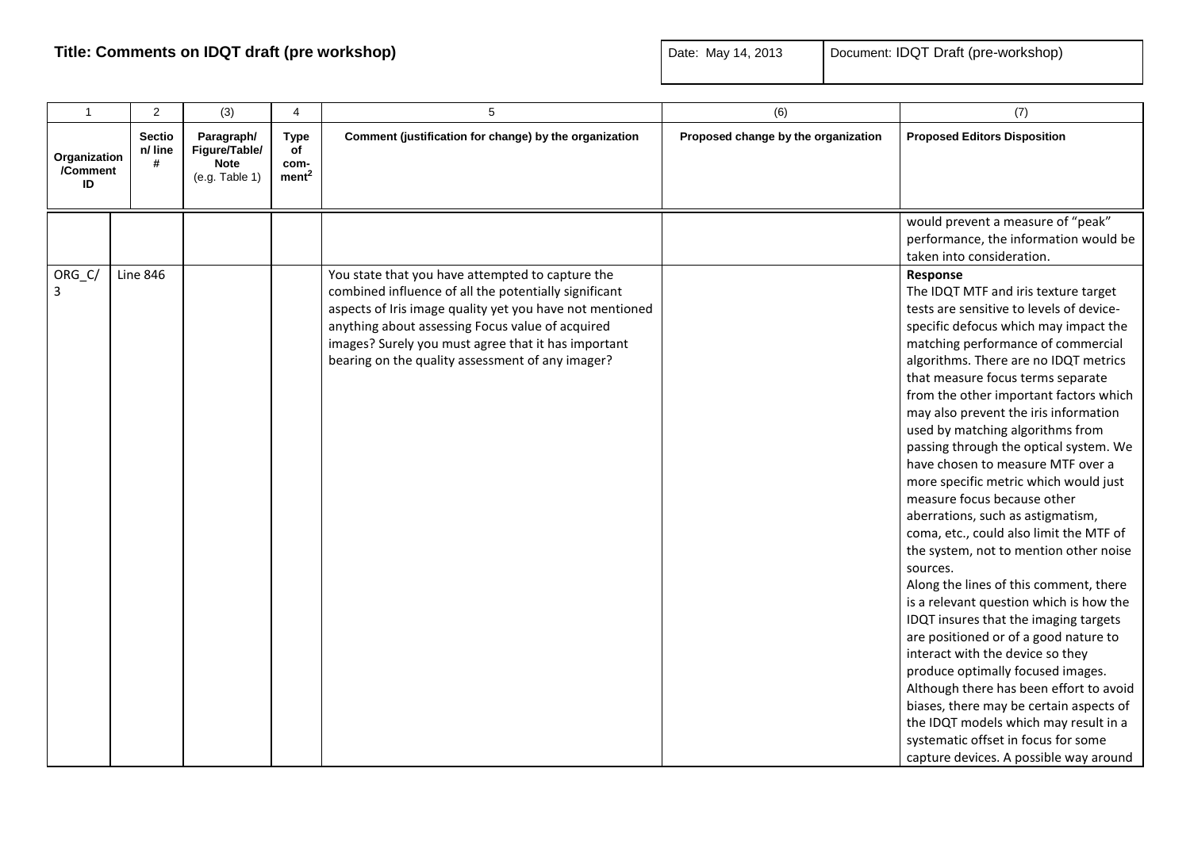**Title: Comments on IDQT draft (pre workshop)**

| Date: May 14, 2013 | Document: IDQT Draft (pre-workshop) |
|---|---|

| 1 | 2 | (3) | 4 | 5 | (6) | (7) |
|---|---|---|---|---|---|---|
| **Organization /Comment ID** | **Section/ line #** | **Paragraph/ Figure/Table/ Note** (e.g. Table 1) | **Type of com-ment[2]** | **Comment (justification for change) by the organization** | **Proposed change by the organization** | **Proposed Editors Disposition** |
| | | | | | | would prevent a measure of "peak" performance, the information would be taken into consideration. |
| ORG_C/ 3 | Line 846 | | | You state that you have attempted to capture the combined influence of all the potentially significant aspects of Iris image quality yet you have not mentioned anything about assessing Focus value of acquired images? Surely you must agree that it has important bearing on the quality assessment of any imager? | | **Response** The IDQT MTF and iris texture target tests are sensitive to levels of device-specific defocus which may impact the matching performance of commercial algorithms. There are no IDQT metrics that measure focus terms separate from the other important factors which may also prevent the iris information used by matching algorithms from passing through the optical system. We have chosen to measure MTF over a more specific metric which would just measure focus because other aberrations, such as astigmatism, coma, etc., could also limit the MTF of the system, not to mention other noise sources. Along the lines of this comment, there is a relevant question which is how the IDQT insures that the imaging targets are positioned or of a good nature to interact with the device so they produce optimally focused images. Although there has been effort to avoid biases, there may be certain aspects of the IDQT models which may result in a systematic offset in focus for some capture devices. A possible way around |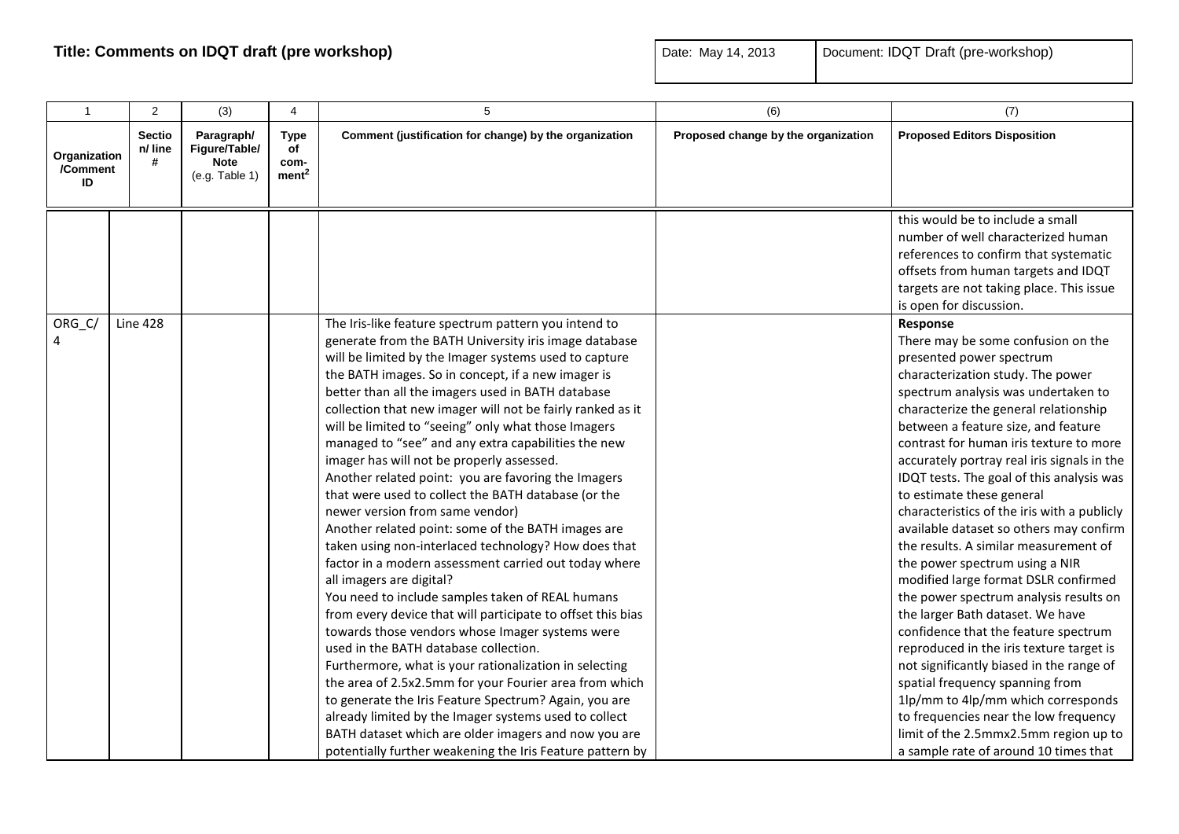**Title: Comments on IDQT draft (pre workshop)**

| Date: May 14, 2013 | Document: IDQT Draft (pre-workshop) |
|---|---|

| 1 | 2 | (3) | 4 | 5 | (6) | (7) |
|---|---|---|---|---|---|---|
| **Organization /Comment ID** | **Section/ line #** | **Paragraph/ Figure/Table/ Note** (e.g. Table 1) | **Type of comment[2]** | **Comment (justification for change) by the organization** | **Proposed change by the organization** | **Proposed Editors Disposition** |
| | | | | | | this would be to include a small number of well characterized human references to confirm that systematic offsets from human targets and IDQT targets are not taking place. This issue is open for discussion. |
| ORG_C/ 4 | Line 428 | | | The Iris-like feature spectrum pattern you intend to generate from the BATH University iris image database will be limited by the Imager systems used to capture the BATH images. So in concept, if a new imager is better than all the imagers used in BATH database collection that new imager will not be fairly ranked as it will be limited to "seeing" only what those Imagers managed to "see" and any extra capabilities the new imager has will not be properly assessed.<br>Another related point: you are favoring the Imagers that were used to collect the BATH database (or the newer version from same vendor)<br>Another related point: some of the BATH images are taken using non-interlaced technology? How does that factor in a modern assessment carried out today where all imagers are digital?<br>You need to include samples taken of REAL humans from every device that will participate to offset this bias towards those vendors whose Imager systems were used in the BATH database collection.<br>Furthermore, what is your rationalization in selecting the area of 2.5x2.5mm for your Fourier area from which to generate the Iris Feature Spectrum? Again, you are already limited by the Imager systems used to collect BATH dataset which are older imagers and now you are potentially further weakening the Iris Feature pattern by | | **Response**<br>There may be some confusion on the presented power spectrum characterization study. The power spectrum analysis was undertaken to characterize the general relationship between a feature size, and feature contrast for human iris texture to more accurately portray real iris signals in the IDQT tests. The goal of this analysis was to estimate these general characteristics of the iris with a publicly available dataset so others may confirm the results. A similar measurement of the power spectrum using a NIR modified large format DSLR confirmed the power spectrum analysis results on the larger Bath dataset. We have confidence that the feature spectrum reproduced in the iris texture target is not significantly biased in the range of spatial frequency spanning from 1lp/mm to 4lp/mm which corresponds to frequencies near the low frequency limit of the 2.5mmx2.5mm region up to a sample rate of around 10 times that |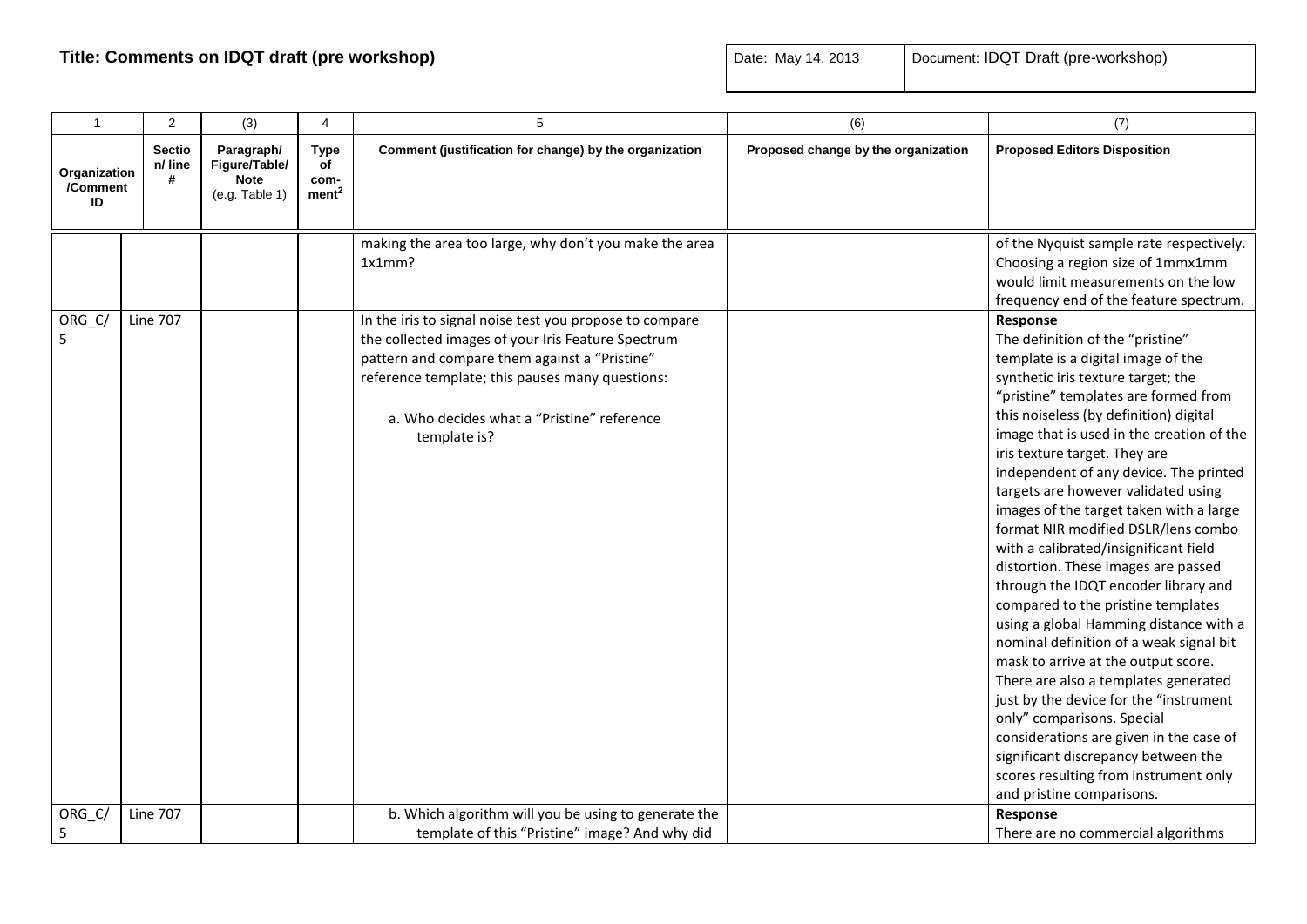**Title: Comments on IDQT draft (pre workshop)**

| Date: May 14, 2013 | Document: IDQT Draft (pre-workshop) |
|---|---|

| 1 | 2 | (3) | 4 | 5 | (6) | (7) |
|---|---|---|---|---|---|---|
| **Organization /Comment ID** | **Section/ line #** | **Paragraph/ Figure/Table/ Note** (e.g. Table 1) | **Type of com- ment[2]** | **Comment (justification for change) by the organization** | **Proposed change by the organization** | **Proposed Editors Disposition** |
| | | | | making the area too large, why don't you make the area 1x1mm? | | of the Nyquist sample rate respectively. Choosing a region size of 1mmx1mm would limit measurements on the low frequency end of the feature spectrum. |
| ORG_C/ 5 | Line 707 | | | In the iris to signal noise test you propose to compare the collected images of your Iris Feature Spectrum pattern and compare them against a "Pristine" reference template; this pauses many questions:<br><br>a. Who decides what a "Pristine" reference template is? | | **Response**<br>The definition of the "pristine" template is a digital image of the synthetic iris texture target; the "pristine" templates are formed from this noiseless (by definition) digital image that is used in the creation of the iris texture target. They are independent of any device. The printed targets are however validated using images of the target taken with a large format NIR modified DSLR/lens combo with a calibrated/insignificant field distortion. These images are passed through the IDQT encoder library and compared to the pristine templates using a global Hamming distance with a nominal definition of a weak signal bit mask to arrive at the output score. There are also a templates generated just by the device for the "instrument only" comparisons. Special considerations are given in the case of significant discrepancy between the scores resulting from instrument only and pristine comparisons. |
| ORG_C/ 5 | Line 707 | | | b. Which algorithm will you be using to generate the template of this "Pristine" image? And why did | | **Response**<br>There are no commercial algorithms |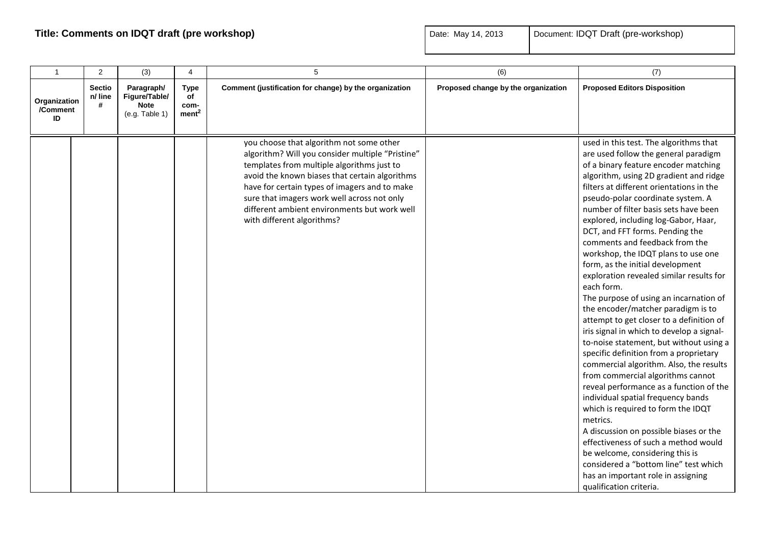**Title: Comments on IDQT draft (pre workshop)**

| Date: May 14, 2013 | Document: IDQT Draft (pre-workshop) |
|---|---|

| 1 | 2 | (3) | 4 | 5 | (6) | (7) |
|---|---|---|---|---|---|---|
| **Organization /Comment ID** | **Section/ line #** | **Paragraph/ Figure/Table/ Note** (e.g. Table 1) | **Type of com-ment[2]** | **Comment (justification for change) by the organization** | **Proposed change by the organization** | **Proposed Editors Disposition** |
| | | | | you choose that algorithm not some other algorithm? Will you consider multiple "Pristine" templates from multiple algorithms just to avoid the known biases that certain algorithms have for certain types of imagers and to make sure that imagers work well across not only different ambient environments but work well with different algorithms? | | used in this test. The algorithms that are used follow the general paradigm of a binary feature encoder matching algorithm, using 2D gradient and ridge filters at different orientations in the pseudo-polar coordinate system. A number of filter basis sets have been explored, including log-Gabor, Haar, DCT, and FFT forms. Pending the comments and feedback from the workshop, the IDQT plans to use one form, as the initial development exploration revealed similar results for each form.<br>The purpose of using an incarnation of the encoder/matcher paradigm is to attempt to get closer to a definition of iris signal in which to develop a signal-to-noise statement, but without using a specific definition from a proprietary commercial algorithm. Also, the results from commercial algorithms cannot reveal performance as a function of the individual spatial frequency bands which is required to form the IDQT metrics.<br>A discussion on possible biases or the effectiveness of such a method would be welcome, considering this is considered a "bottom line" test which has an important role in assigning qualification criteria. |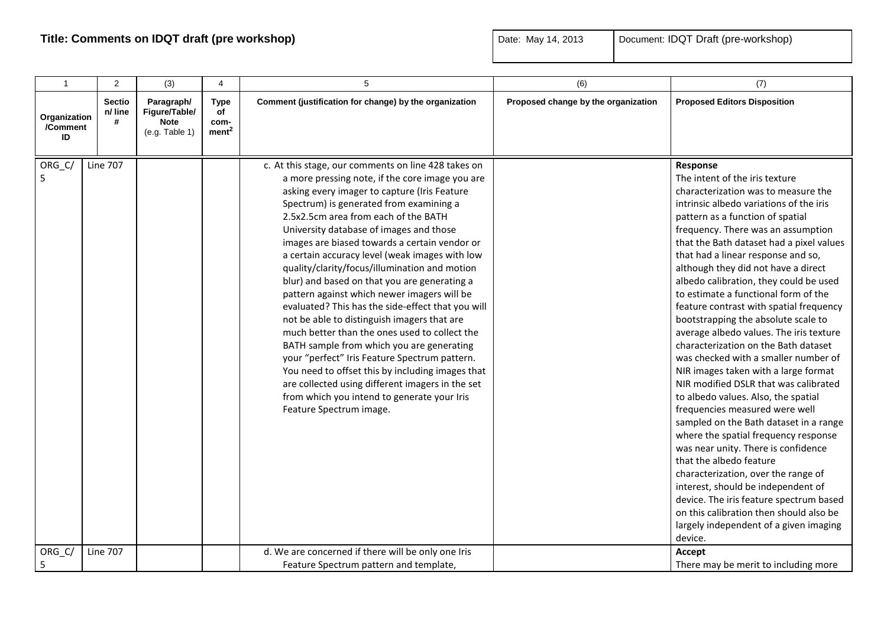**Title: Comments on IDQT draft (pre workshop)**

| Date: May 14, 2013 | Document: IDQT Draft (pre-workshop) |
|---|---|

| 1 | 2 | (3) | 4 | 5 | (6) | (7) |
|---|---|---|---|---|---|---|
| **Organization /Comment ID** | **Section/ line #** | **Paragraph/ Figure/Table/ Note** (e.g. Table 1) | **Type of comment[2]** | **Comment (justification for change) by the organization** | **Proposed change by the organization** | **Proposed Editors Disposition** |
| ORG_C/ 5 | Line 707 | | | c. At this stage, our comments on line 428 takes on a more pressing note, if the core image you are asking every imager to capture (Iris Feature Spectrum) is generated from examining a 2.5x2.5cm area from each of the BATH University database of images and those images are biased towards a certain vendor or a certain accuracy level (weak images with low quality/clarity/focus/illumination and motion blur) and based on that you are generating a pattern against which newer imagers will be evaluated? This has the side-effect that you will not be able to distinguish imagers that are much better than the ones used to collect the BATH sample from which you are generating your "perfect" Iris Feature Spectrum pattern. You need to offset this by including images that are collected using different imagers in the set from which you intend to generate your Iris Feature Spectrum image. | | **Response** The intent of the iris texture characterization was to measure the intrinsic albedo variations of the iris pattern as a function of spatial frequency. There was an assumption that the Bath dataset had a pixel values that had a linear response and so, although they did not have a direct albedo calibration, they could be used to estimate a functional form of the feature contrast with spatial frequency bootstrapping the absolute scale to average albedo values. The iris texture characterization on the Bath dataset was checked with a smaller number of NIR images taken with a large format NIR modified DSLR that was calibrated to albedo values. Also, the spatial frequencies measured were well sampled on the Bath dataset in a range where the spatial frequency response was near unity. There is confidence that the albedo feature characterization, over the range of interest, should be independent of device. The iris feature spectrum based on this calibration then should also be largely independent of a given imaging device. |
| ORG_C/ 5 | Line 707 | | | d. We are concerned if there will be only one Iris Feature Spectrum pattern and template, | | **Accept** There may be merit to including more |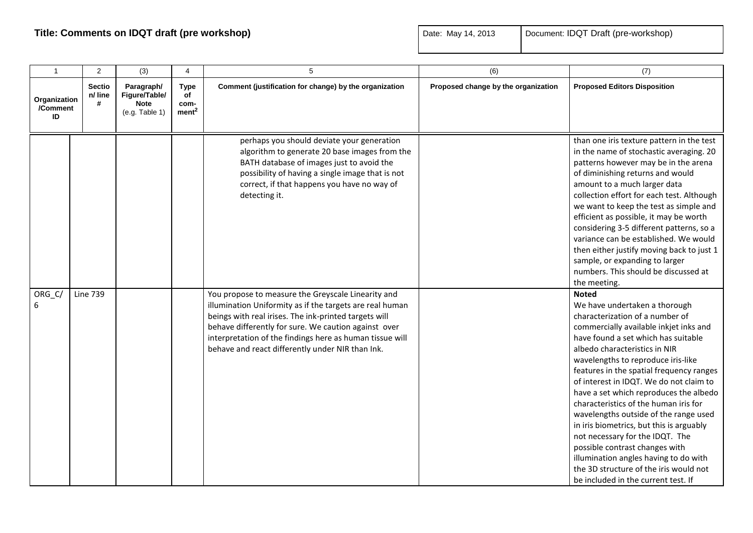**Title: Comments on IDQT draft (pre workshop)**

| Date: May 14, 2013 | Document: IDQT Draft (pre-workshop) |
|---|---|

| 1 | 2 | (3) | 4 | 5 | (6) | (7) |
|---|---|---|---|---|---|---|
| **Organization /Comment ID** | **Section/ line #** | **Paragraph/ Figure/Table/ Note** (e.g. Table 1) | **Type of com-ment[2]** | **Comment (justification for change) by the organization** | **Proposed change by the organization** | **Proposed Editors Disposition** |
| | | | | perhaps you should deviate your generation algorithm to generate 20 base images from the BATH database of images just to avoid the possibility of having a single image that is not correct, if that happens you have no way of detecting it. | | than one iris texture pattern in the test in the name of stochastic averaging. 20 patterns however may be in the arena of diminishing returns and would amount to a much larger data collection effort for each test. Although we want to keep the test as simple and efficient as possible, it may be worth considering 3-5 different patterns, so a variance can be established. We would then either justify moving back to just 1 sample, or expanding to larger numbers. This should be discussed at the meeting. |
| ORG_C/ 6 | Line 739 | | | You propose to measure the Greyscale Linearity and illumination Uniformity as if the targets are real human beings with real irises. The ink-printed targets will behave differently for sure. We caution against over interpretation of the findings here as human tissue will behave and react differently under NIR than Ink. | | **Noted** We have undertaken a thorough characterization of a number of commercially available inkjet inks and have found a set which has suitable albedo characteristics in NIR wavelengths to reproduce iris-like features in the spatial frequency ranges of interest in IDQT. We do not claim to have a set which reproduces the albedo characteristics of the human iris for wavelengths outside of the range used in iris biometrics, but this is arguably not necessary for the IDQT. The possible contrast changes with illumination angles having to do with the 3D structure of the iris would not be included in the current test. If |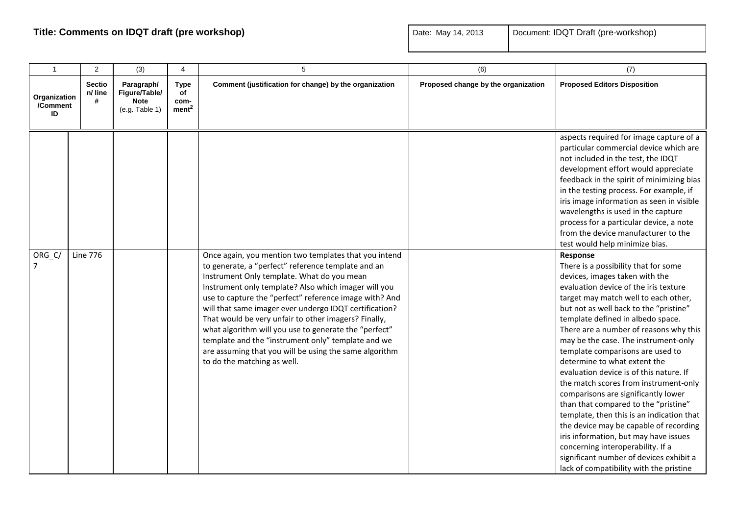**Title: Comments on IDQT draft (pre workshop)**

| Date: May 14, 2013 | Document: IDQT Draft (pre-workshop) |
|---|---|

| 1 | 2 | (3) | 4 | 5 | (6) | (7) |
|---|---|---|---|---|---|---|
| **Organization /Comment ID** | **Section/ line #** | **Paragraph/ Figure/Table/ Note** (e.g. Table 1) | **Type of com-ment[2]** | **Comment (justification for change) by the organization** | **Proposed change by the organization** | **Proposed Editors Disposition** |
| | | | | | | aspects required for image capture of a particular commercial device which are not included in the test, the IDQT development effort would appreciate feedback in the spirit of minimizing bias in the testing process. For example, if iris image information as seen in visible wavelengths is used in the capture process for a particular device, a note from the device manufacturer to the test would help minimize bias. |
| ORG_C/ 7 | Line 776 | | | Once again, you mention two templates that you intend to generate, a "perfect" reference template and an Instrument Only template. What do you mean Instrument only template? Also which imager will you use to capture the "perfect" reference image with? And will that same imager ever undergo IDQT certification? That would be very unfair to other imagers? Finally, what algorithm will you use to generate the "perfect" template and the "instrument only" template and we are assuming that you will be using the same algorithm to do the matching as well. | | **Response** There is a possibility that for some devices, images taken with the evaluation device of the iris texture target may match well to each other, but not as well back to the "pristine" template defined in albedo space. There are a number of reasons why this may be the case. The instrument-only template comparisons are used to determine to what extent the evaluation device is of this nature. If the match scores from instrument-only comparisons are significantly lower than that compared to the "pristine" template, then this is an indication that the device may be capable of recording iris information, but may have issues concerning interoperability. If a significant number of devices exhibit a lack of compatibility with the pristine |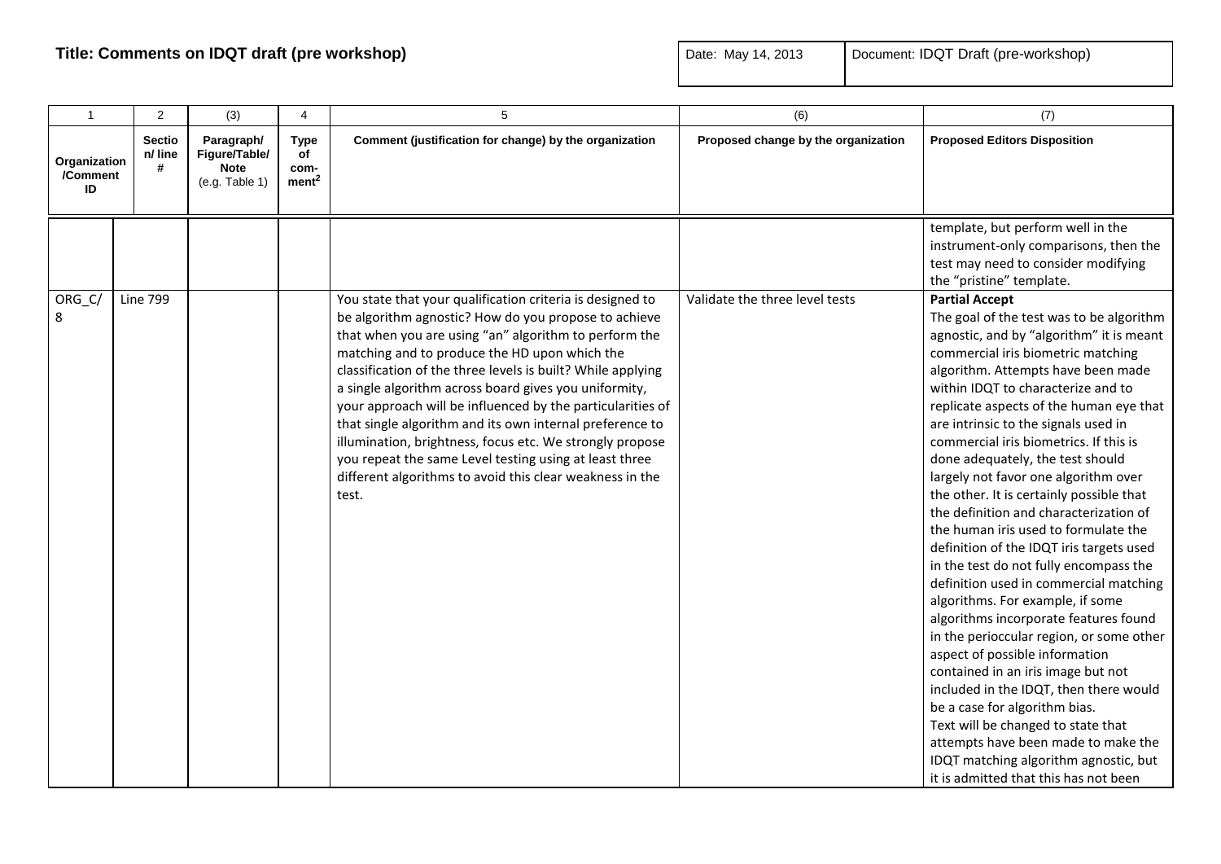**Title: Comments on IDQT draft (pre workshop)**

| Date: May 14, 2013 | Document: IDQT Draft (pre-workshop) |
|---|---|

| 1 | 2 | (3) | 4 | 5 | (6) | (7) |
|---|---|---|---|---|---|---|
| **Organization /Comment ID** | **Section/ line #** | **Paragraph/ Figure/Table/ Note** (e.g. Table 1) | **Type of com-ment[2]** | **Comment (justification for change) by the organization** | **Proposed change by the organization** | **Proposed Editors Disposition** |
| | | | | | | template, but perform well in the instrument-only comparisons, then the test may need to consider modifying the "pristine" template. |
| ORG_C/ 8 | Line 799 | | | You state that your qualification criteria is designed to be algorithm agnostic? How do you propose to achieve that when you are using "an" algorithm to perform the matching and to produce the HD upon which the classification of the three levels is built? While applying a single algorithm across board gives you uniformity, your approach will be influenced by the particularities of that single algorithm and its own internal preference to illumination, brightness, focus etc. We strongly propose you repeat the same Level testing using at least three different algorithms to avoid this clear weakness in the test. | Validate the three level tests | **Partial Accept** The goal of the test was to be algorithm agnostic, and by "algorithm" it is meant commercial iris biometric matching algorithm. Attempts have been made within IDQT to characterize and to replicate aspects of the human eye that are intrinsic to the signals used in commercial iris biometrics. If this is done adequately, the test should largely not favor one algorithm over the other. It is certainly possible that the definition and characterization of the human iris used to formulate the definition of the IDQT iris targets used in the test do not fully encompass the definition used in commercial matching algorithms. For example, if some algorithms incorporate features found in the perioccular region, or some other aspect of possible information contained in an iris image but not included in the IDQT, then there would be a case for algorithm bias. Text will be changed to state that attempts have been made to make the IDQT matching algorithm agnostic, but it is admitted that this has not been |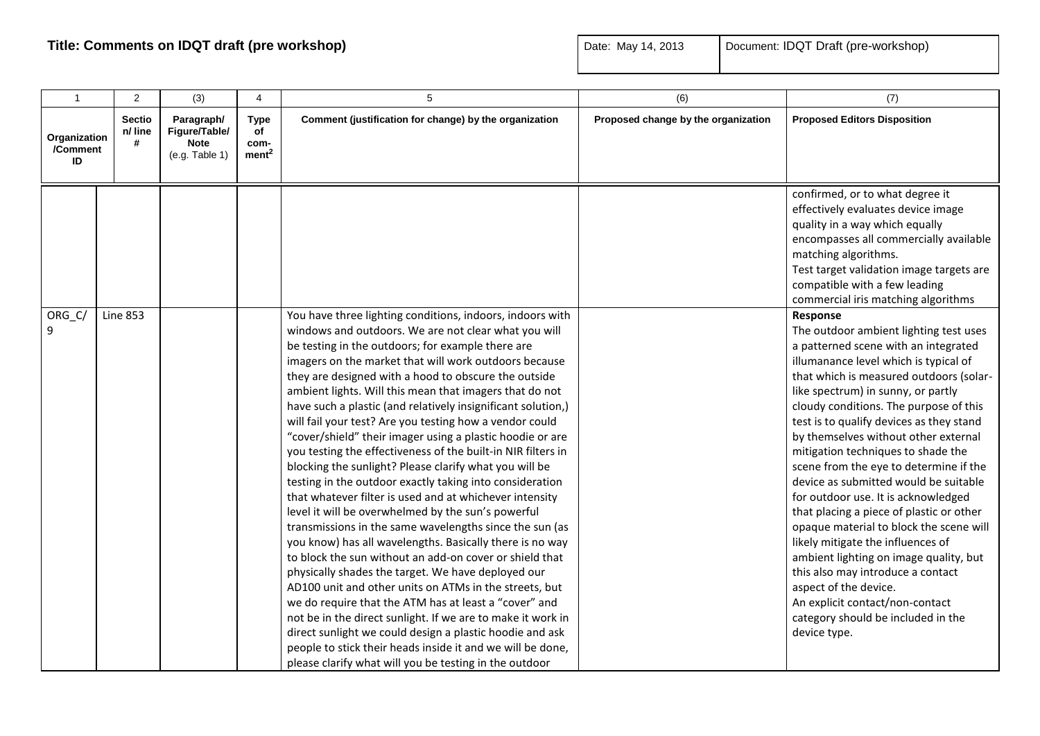**Title: Comments on IDQT draft (pre workshop)**

| Date: May 14, 2013 | Document: IDQT Draft (pre-workshop) |
|---|---|

| 1 | 2 | (3) | 4 | 5 | (6) | (7) |
|---|---|---|---|---|---|---|
| Organization /Comment ID | Section/ line # | Paragraph/ Figure/Table/ Note (e.g. Table 1) | Type of comment[2] | Comment (justification for change) by the organization | Proposed change by the organization | Proposed Editors Disposition |
| | | | | | | confirmed, or to what degree it effectively evaluates device image quality in a way which equally encompasses all commercially available matching algorithms.<br>Test target validation image targets are compatible with a few leading commercial iris matching algorithms |
| ORG_C/ 9 | Line 853 | | | You have three lighting conditions, indoors, indoors with windows and outdoors. We are not clear what you will be testing in the outdoors; for example there are imagers on the market that will work outdoors because they are designed with a hood to obscure the outside ambient lights. Will this mean that imagers that do not have such a plastic (and relatively insignificant solution,) will fail your test? Are you testing how a vendor could "cover/shield" their imager using a plastic hoodie or are you testing the effectiveness of the built-in NIR filters in blocking the sunlight? Please clarify what you will be testing in the outdoor exactly taking into consideration that whatever filter is used and at whichever intensity level it will be overwhelmed by the sun's powerful transmissions in the same wavelengths since the sun (as you know) has all wavelengths. Basically there is no way to block the sun without an add-on cover or shield that physically shades the target. We have deployed our AD100 unit and other units on ATMs in the streets, but we do require that the ATM has at least a "cover" and not be in the direct sunlight. If we are to make it work in direct sunlight we could design a plastic hoodie and ask people to stick their heads inside it and we will be done, please clarify what will you be testing in the outdoor | | **Response**<br>The outdoor ambient lighting test uses a patterned scene with an integrated illumanance level which is typical of that which is measured outdoors (solar-like spectrum) in sunny, or partly cloudy conditions. The purpose of this test is to qualify devices as they stand by themselves without other external mitigation techniques to shade the scene from the eye to determine if the device as submitted would be suitable for outdoor use. It is acknowledged that placing a piece of plastic or other opaque material to block the scene will likely mitigate the influences of ambient lighting on image quality, but this also may introduce a contact aspect of the device.<br>An explicit contact/non-contact category should be included in the device type. |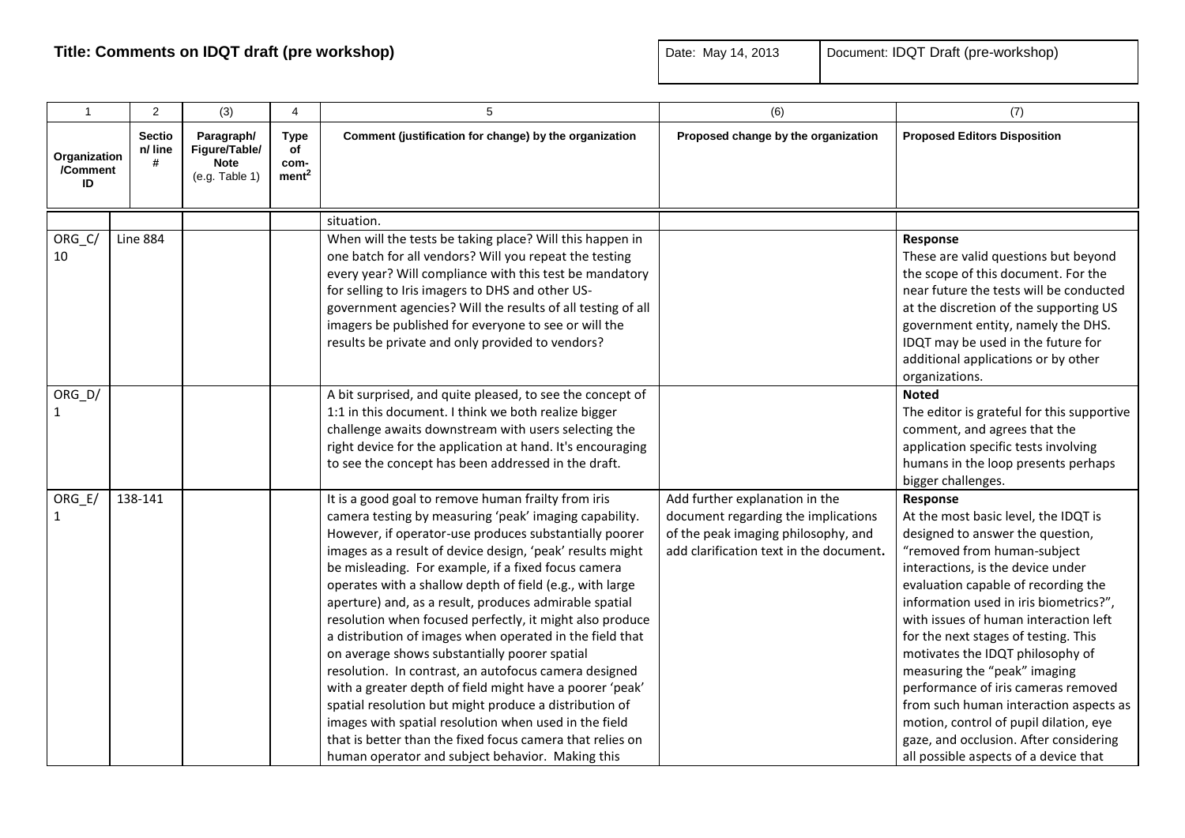**Title: Comments on IDQT draft (pre workshop)**

| Date: May 14, 2013 | Document: IDQT Draft (pre-workshop) |
|---|---|

| 1 | 2 | (3) | 4 | 5 | (6) | (7) |
|---|---|---|---|---|---|---|
| Organization /Comment ID | Section/ line # | Paragraph/ Figure/Table/ Note (e.g. Table 1) | Type of comment[2] | Comment (justification for change) by the organization | Proposed change by the organization | Proposed Editors Disposition |
| | | | | situation. | | |
| ORG_C/ 10 | Line 884 | | | When will the tests be taking place? Will this happen in one batch for all vendors? Will you repeat the testing every year? Will compliance with this test be mandatory for selling to Iris imagers to DHS and other US-government agencies? Will the results of all testing of all imagers be published for everyone to see or will the results be private and only provided to vendors? | | **Response** These are valid questions but beyond the scope of this document. For the near future the tests will be conducted at the discretion of the supporting US government entity, namely the DHS. IDQT may be used in the future for additional applications or by other organizations. |
| ORG_D/ 1 | | | | A bit surprised, and quite pleased, to see the concept of 1:1 in this document. I think we both realize bigger challenge awaits downstream with users selecting the right device for the application at hand. It's encouraging to see the concept has been addressed in the draft. | | **Noted** The editor is grateful for this supportive comment, and agrees that the application specific tests involving humans in the loop presents perhaps bigger challenges. |
| ORG_E/ 1 | 138-141 | | | It is a good goal to remove human frailty from iris camera testing by measuring 'peak' imaging capability. However, if operator-use produces substantially poorer images as a result of device design, 'peak' results might be misleading. For example, if a fixed focus camera operates with a shallow depth of field (e.g., with large aperture) and, as a result, produces admirable spatial resolution when focused perfectly, it might also produce a distribution of images when operated in the field that on average shows substantially poorer spatial resolution. In contrast, an autofocus camera designed with a greater depth of field might have a poorer 'peak' spatial resolution but might produce a distribution of images with spatial resolution when used in the field that is better than the fixed focus camera that relies on human operator and subject behavior. Making this | Add further explanation in the document regarding the implications of the peak imaging philosophy, and add clarification text in the document. | **Response** At the most basic level, the IDQT is designed to answer the question, "removed from human-subject interactions, is the device under evaluation capable of recording the information used in iris biometrics?", with issues of human interaction left for the next stages of testing. This motivates the IDQT philosophy of measuring the "peak" imaging performance of iris cameras removed from such human interaction aspects as motion, control of pupil dilation, eye gaze, and occlusion. After considering all possible aspects of a device that |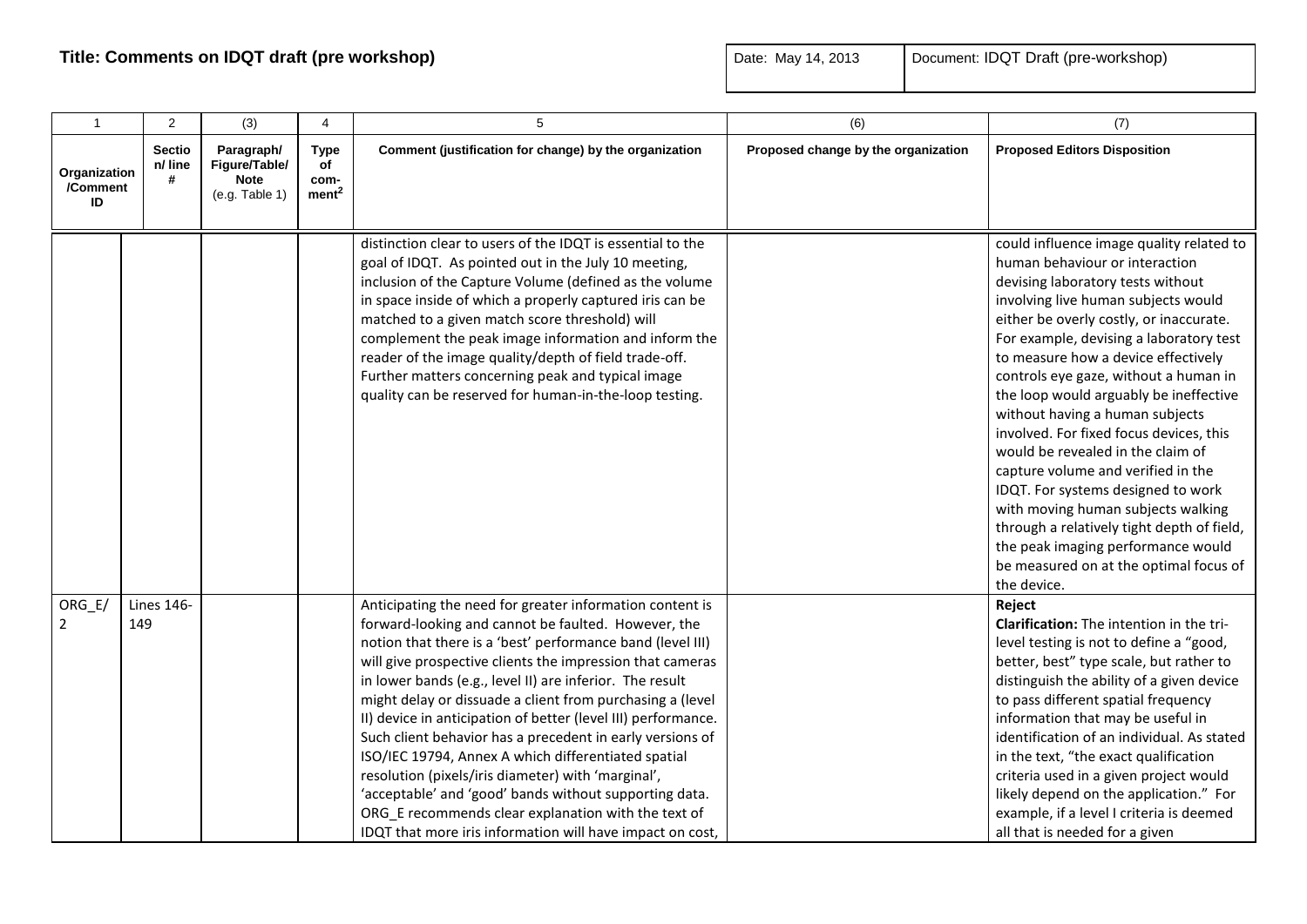**Title: Comments on IDQT draft (pre workshop)**

| Date: May 14, 2013 | Document: IDQT Draft (pre-workshop) |
|---|---|

| 1 | 2 | (3) | 4 | 5 | (6) | (7) |
|---|---|---|---|---|---|---|
| **Organization /Comment ID** | **Section/ line #** | **Paragraph/ Figure/Table/ Note** (e.g. Table 1) | **Type of com-ment[2]** | **Comment (justification for change) by the organization** | **Proposed change by the organization** | **Proposed Editors Disposition** |
| | | | | distinction clear to users of the IDQT is essential to the goal of IDQT. As pointed out in the July 10 meeting, inclusion of the Capture Volume (defined as the volume in space inside of which a properly captured iris can be matched to a given match score threshold) will complement the peak image information and inform the reader of the image quality/depth of field trade-off. Further matters concerning peak and typical image quality can be reserved for human-in-the-loop testing. | | could influence image quality related to human behaviour or interaction devising laboratory tests without involving live human subjects would either be overly costly, or inaccurate. For example, devising a laboratory test to measure how a device effectively controls eye gaze, without a human in the loop would arguably be ineffective without having a human subjects involved. For fixed focus devices, this would be revealed in the claim of capture volume and verified in the IDQT. For systems designed to work with moving human subjects walking through a relatively tight depth of field, the peak imaging performance would be measured on at the optimal focus of the device. |
| ORG_E/ 2 | Lines 146-149 | | | Anticipating the need for greater information content is forward-looking and cannot be faulted. However, the notion that there is a 'best' performance band (level III) will give prospective clients the impression that cameras in lower bands (e.g., level II) are inferior. The result might delay or dissuade a client from purchasing a (level II) device in anticipation of better (level III) performance. Such client behavior has a precedent in early versions of ISO/IEC 19794, Annex A which differentiated spatial resolution (pixels/iris diameter) with 'marginal', 'acceptable' and 'good' bands without supporting data. ORG_E recommends clear explanation with the text of IDQT that more iris information will have impact on cost, | | **Reject** **Clarification:** The intention in the tri-level testing is not to define a "good, better, best" type scale, but rather to distinguish the ability of a given device to pass different spatial frequency information that may be useful in identification of an individual. As stated in the text, "the exact qualification criteria used in a given project would likely depend on the application." For example, if a level I criteria is deemed all that is needed for a given |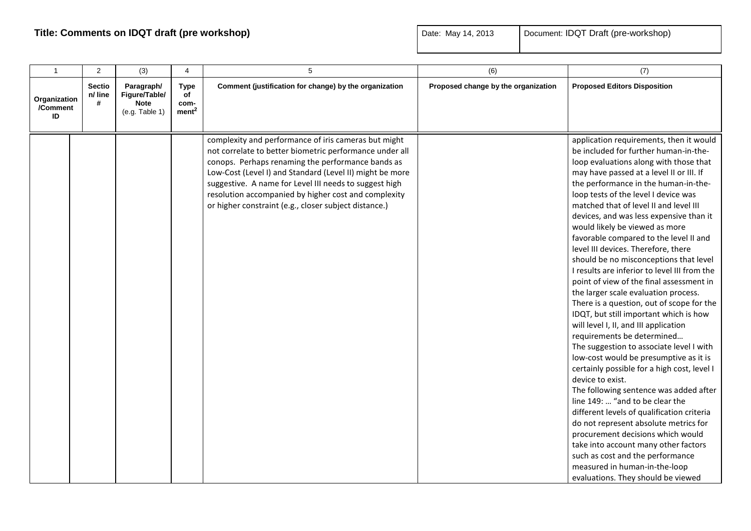**Title: Comments on IDQT draft (pre workshop)**

| Date: May 14, 2013 | Document: IDQT Draft (pre-workshop) |
|---|---|

| 1 | 2 | (3) | 4 | 5 | (6) | (7) |
|---|---|---|---|---|---|---|
| **Organization /Comment ID** | **Section/ line #** | **Paragraph/ Figure/Table/ Note** (e.g. Table 1) | **Type of comment[2]** | **Comment (justification for change) by the organization** | **Proposed change by the organization** | **Proposed Editors Disposition** |
| | | | | complexity and performance of iris cameras but might not correlate to better biometric performance under all conops. Perhaps renaming the performance bands as Low-Cost (Level I) and Standard (Level II) might be more suggestive. A name for Level III needs to suggest high resolution accompanied by higher cost and complexity or higher constraint (e.g., closer subject distance.) | | application requirements, then it would be included for further human-in-the-loop evaluations along with those that may have passed at a level II or III. If the performance in the human-in-the-loop tests of the level I device was matched that of level II and level III devices, and was less expensive than it would likely be viewed as more favorable compared to the level II and level III devices. Therefore, there should be no misconceptions that level I results are inferior to level III from the point of view of the final assessment in the larger scale evaluation process. There is a question, out of scope for the IDQT, but still important which is how will level I, II, and III application requirements be determined… The suggestion to associate level I with low-cost would be presumptive as it is certainly possible for a high cost, level I device to exist. The following sentence was added after line 149: … "and to be clear the different levels of qualification criteria do not represent absolute metrics for procurement decisions which would take into account many other factors such as cost and the performance measured in human-in-the-loop evaluations. They should be viewed |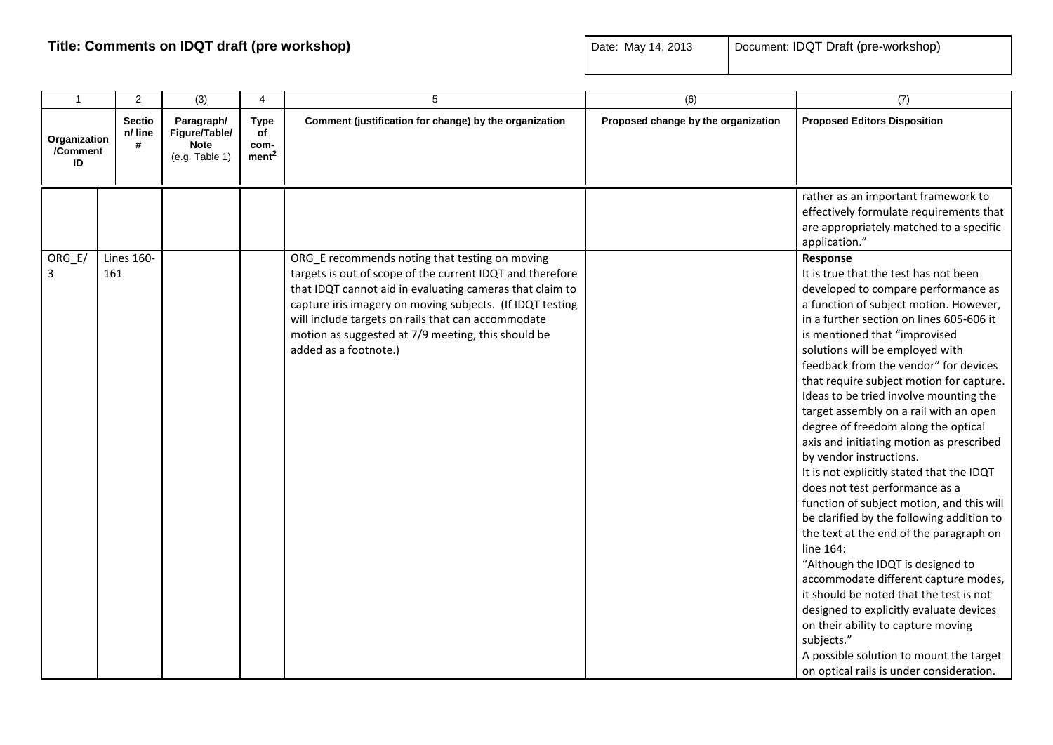**Title: Comments on IDQT draft (pre workshop)**

| Date: May 14, 2013 | Document: IDQT Draft (pre-workshop) |
|---|---|

| 1 | 2 | (3) | 4 | 5 | (6) | (7) |
|---|---|---|---|---|---|---|
| **Organization /Comment ID** | **Section/ line #** | **Paragraph/ Figure/Table/ Note** (e.g. Table 1) | **Type of comment[2]** | **Comment (justification for change) by the organization** | **Proposed change by the organization** | **Proposed Editors Disposition** |
| | | | | | | rather as an important framework to effectively formulate requirements that are appropriately matched to a specific application." |
| ORG_E/ 3 | Lines 160-161 | | | ORG_E recommends noting that testing on moving targets is out of scope of the current IDQT and therefore that IDQT cannot aid in evaluating cameras that claim to capture iris imagery on moving subjects. (If IDQT testing will include targets on rails that can accommodate motion as suggested at 7/9 meeting, this should be added as a footnote.) | | **Response**<br>It is true that the test has not been developed to compare performance as a function of subject motion. However, in a further section on lines 605-606 it is mentioned that "improvised solutions will be employed with feedback from the vendor" for devices that require subject motion for capture. Ideas to be tried involve mounting the target assembly on a rail with an open degree of freedom along the optical axis and initiating motion as prescribed by vendor instructions.<br>It is not explicitly stated that the IDQT does not test performance as a function of subject motion, and this will be clarified by the following addition to the text at the end of the paragraph on line 164:<br>"Although the IDQT is designed to accommodate different capture modes, it should be noted that the test is not designed to explicitly evaluate devices on their ability to capture moving subjects."<br>A possible solution to mount the target on optical rails is under consideration. |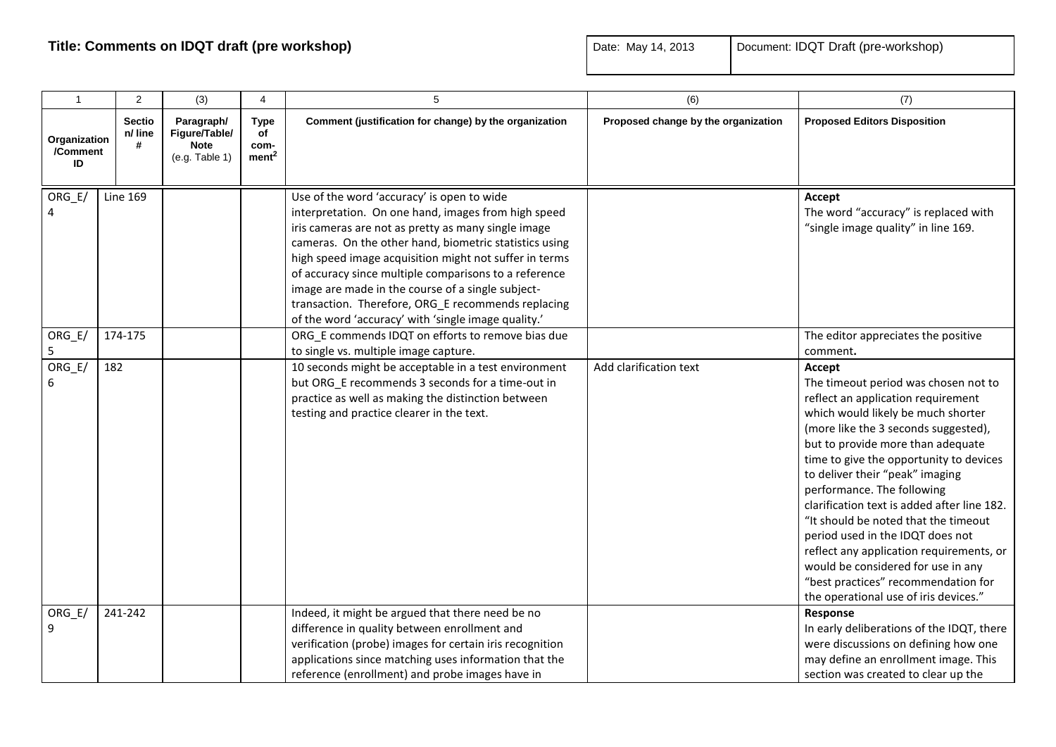**Title: Comments on IDQT draft (pre workshop)**

| Date: May 14, 2013 | Document: IDQT Draft (pre-workshop) |
|---|---|

| 1 | 2 | (3) | 4 | 5 | (6) | (7) |
|---|---|---|---|---|---|---|
| **Organization /Comment ID** | **Section/ line #** | **Paragraph/ Figure/Table/ Note** (e.g. Table 1) | **Type of com-ment[2]** | **Comment (justification for change) by the organization** | **Proposed change by the organization** | **Proposed Editors Disposition** |
| ORG_E/ 4 | Line 169 | | | Use of the word 'accuracy' is open to wide interpretation. On one hand, images from high speed iris cameras are not as pretty as many single image cameras. On the other hand, biometric statistics using high speed image acquisition might not suffer in terms of accuracy since multiple comparisons to a reference image are made in the course of a single subject-transaction. Therefore, ORG_E recommends replacing of the word 'accuracy' with 'single image quality.' | | **Accept** The word "accuracy" is replaced with "single image quality" in line 169. |
| ORG_E/ 5 | 174-175 | | | ORG_E commends IDQT on efforts to remove bias due to single vs. multiple image capture. | | The editor appreciates the positive comment**.** |
| ORG_E/ 6 | 182 | | | 10 seconds might be acceptable in a test environment but ORG_E recommends 3 seconds for a time-out in practice as well as making the distinction between testing and practice clearer in the text. | Add clarification text | **Accept** The timeout period was chosen not to reflect an application requirement which would likely be much shorter (more like the 3 seconds suggested), but to provide more than adequate time to give the opportunity to devices to deliver their "peak" imaging performance. The following clarification text is added after line 182. "It should be noted that the timeout period used in the IDQT does not reflect any application requirements, or would be considered for use in any "best practices" recommendation for the operational use of iris devices." |
| ORG_E/ 9 | 241-242 | | | Indeed, it might be argued that there need be no difference in quality between enrollment and verification (probe) images for certain iris recognition applications since matching uses information that the reference (enrollment) and probe images have in | | **Response** In early deliberations of the IDQT, there were discussions on defining how one may define an enrollment image. This section was created to clear up the |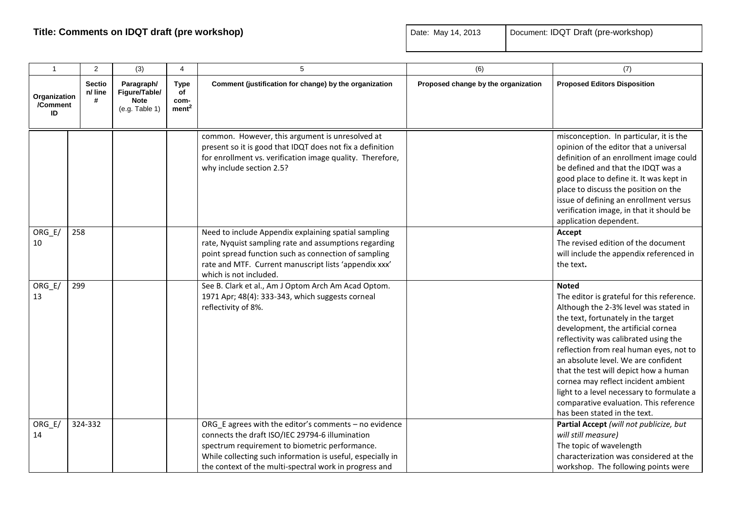**Title: Comments on IDQT draft (pre workshop)**

| Date: May 14, 2013 | Document: IDQT Draft (pre-workshop) |
|---|---|

| 1 | 2 | (3) | 4 | 5 | (6) | (7) |
|---|---|---|---|---|---|---|
| Organization /Comment ID | Section/ line # | Paragraph/ Figure/Table/ Note (e.g. Table 1) | Type of com-ment[2] | Comment (justification for change) by the organization | Proposed change by the organization | Proposed Editors Disposition |
| | | | | common. However, this argument is unresolved at present so it is good that IDQT does not fix a definition for enrollment vs. verification image quality. Therefore, why include section 2.5? | | misconception. In particular, it is the opinion of the editor that a universal definition of an enrollment image could be defined and that the IDQT was a good place to define it. It was kept in place to discuss the position on the issue of defining an enrollment versus verification image, in that it should be application dependent. |
| ORG_E/ 10 | 258 | | | Need to include Appendix explaining spatial sampling rate, Nyquist sampling rate and assumptions regarding point spread function such as connection of sampling rate and MTF. Current manuscript lists 'appendix xxx' which is not included. | | **Accept** The revised edition of the document will include the appendix referenced in the text**.** |
| ORG_E/ 13 | 299 | | | See B. Clark et al., Am J Optom Arch Am Acad Optom. 1971 Apr; 48(4): 333-343, which suggests corneal reflectivity of 8%. | | **Noted** The editor is grateful for this reference. Although the 2-3% level was stated in the text, fortunately in the target development, the artificial cornea reflectivity was calibrated using the reflection from real human eyes, not to an absolute level. We are confident that the test will depict how a human cornea may reflect incident ambient light to a level necessary to formulate a comparative evaluation. This reference has been stated in the text. |
| ORG_E/ 14 | 324-332 | | | ORG_E agrees with the editor's comments – no evidence connects the draft ISO/IEC 29794-6 illumination spectrum requirement to biometric performance. While collecting such information is useful, especially in the context of the multi-spectral work in progress and | | **Partial Accept** *(will not publicize, but will still measure)* The topic of wavelength characterization was considered at the workshop. The following points were |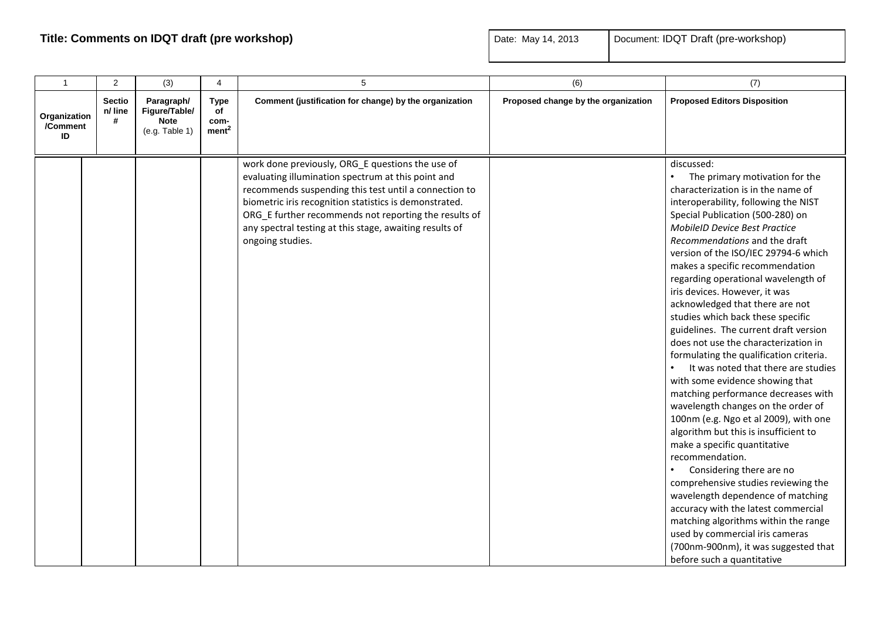**Title: Comments on IDQT draft (pre workshop)**

| Date: May 14, 2013 | Document: IDQT Draft (pre-workshop) |
|---|---|

| 1 | 2 | (3) | 4 | 5 | (6) | (7) |
|---|---|---|---|---|---|---|
| **Organization /Comment ID** | **Section/ line #** | **Paragraph/ Figure/Table/ Note** (e.g. Table 1) | **Type of comment**[2] | **Comment (justification for change) by the organization** | **Proposed change by the organization** | **Proposed Editors Disposition** |
| | | | | work done previously, ORG_E questions the use of evaluating illumination spectrum at this point and recommends suspending this test until a connection to biometric iris recognition statistics is demonstrated. ORG_E further recommends not reporting the results of any spectral testing at this stage, awaiting results of ongoing studies. | | discussed:<br>• The primary motivation for the characterization is in the name of interoperability, following the NIST Special Publication (500-280) on *MobileID Device Best Practice Recommendations* and the draft version of the ISO/IEC 29794-6 which makes a specific recommendation regarding operational wavelength of iris devices. However, it was acknowledged that there are not studies which back these specific guidelines. The current draft version does not use the characterization in formulating the qualification criteria.<br>• It was noted that there are studies with some evidence showing that matching performance decreases with wavelength changes on the order of 100nm (e.g. Ngo et al 2009), with one algorithm but this is insufficient to make a specific quantitative recommendation.<br>• Considering there are no comprehensive studies reviewing the wavelength dependence of matching accuracy with the latest commercial matching algorithms within the range used by commercial iris cameras (700nm-900nm), it was suggested that before such a quantitative |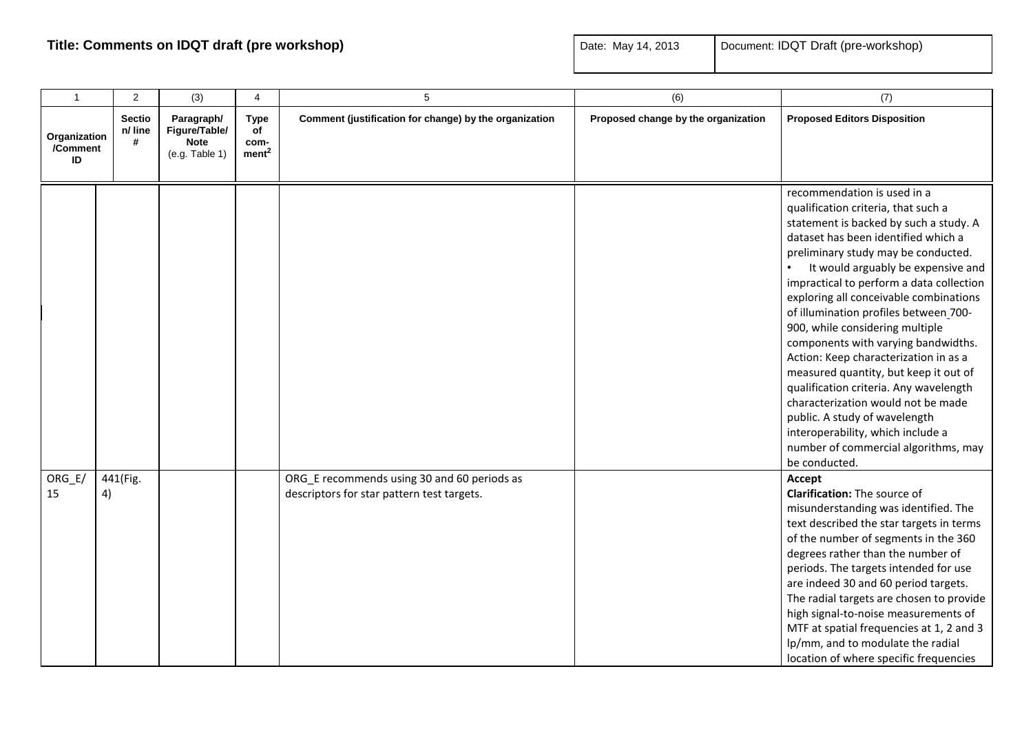**Title: Comments on IDQT draft (pre workshop)**

| Date: May 14, 2013 | Document: IDQT Draft (pre-workshop) |
|---|---|

| 1 | 2 | (3) | 4 | 5 | (6) | (7) |
|---|---|---|---|---|---|---|
| Organization /Comment ID | Section/ line # | Paragraph/ Figure/Table/ Note (e.g. Table 1) | Type of comment[2] | Comment (justification for change) by the organization | Proposed change by the organization | Proposed Editors Disposition |
| | | | | | | recommendation is used in a qualification criteria, that such a statement is backed by such a study. A dataset has been identified which a preliminary study may be conducted. <br>• It would arguably be expensive and impractical to perform a data collection exploring all conceivable combinations of illumination profiles between 700-900, while considering multiple components with varying bandwidths. Action: Keep characterization in as a measured quantity, but keep it out of qualification criteria. Any wavelength characterization would not be made public. A study of wavelength interoperability, which include a number of commercial algorithms, may be conducted. |
| ORG_E/ 15 | 441(Fig. 4) | | | ORG_E recommends using 30 and 60 periods as descriptors for star pattern test targets. | | **Accept** <br>**Clarification:** The source of misunderstanding was identified. The text described the star targets in terms of the number of segments in the 360 degrees rather than the number of periods. The targets intended for use are indeed 30 and 60 period targets. The radial targets are chosen to provide high signal-to-noise measurements of MTF at spatial frequencies at 1, 2 and 3 lp/mm, and to modulate the radial location of where specific frequencies |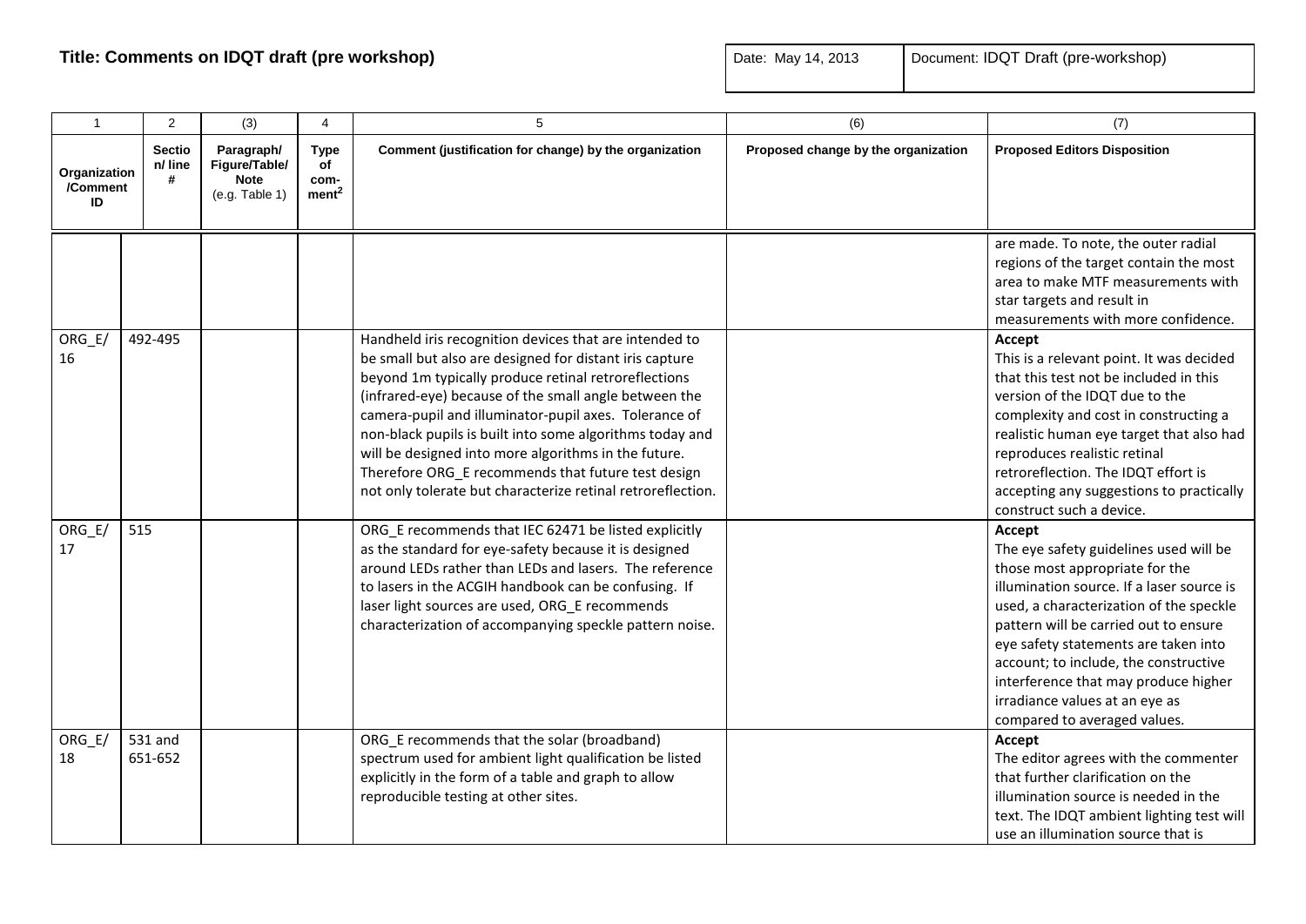**Title: Comments on IDQT draft (pre workshop)**

| Date: May 14, 2013 | Document: IDQT Draft (pre-workshop) |
|---|---|

| 1 | 2 | (3) | 4 | 5 | (6) | (7) |
|---|---|---|---|---|---|---|
| **Organization /Comment ID** | **Section/ line #** | **Paragraph/ Figure/Table/ Note** (e.g. Table 1) | **Type of com-ment[2]** | **Comment (justification for change) by the organization** | **Proposed change by the organization** | **Proposed Editors Disposition** |
| | | | | | | are made. To note, the outer radial regions of the target contain the most area to make MTF measurements with star targets and result in measurements with more confidence. |
| ORG_E/ 16 | 492-495 | | | Handheld iris recognition devices that are intended to be small but also are designed for distant iris capture beyond 1m typically produce retinal retroreflections (infrared-eye) because of the small angle between the camera-pupil and illuminator-pupil axes. Tolerance of non-black pupils is built into some algorithms today and will be designed into more algorithms in the future. Therefore ORG_E recommends that future test design not only tolerate but characterize retinal retroreflection. | | **Accept** This is a relevant point. It was decided that this test not be included in this version of the IDQT due to the complexity and cost in constructing a realistic human eye target that also had reproduces realistic retinal retroreflection. The IDQT effort is accepting any suggestions to practically construct such a device. |
| ORG_E/ 17 | 515 | | | ORG_E recommends that IEC 62471 be listed explicitly as the standard for eye-safety because it is designed around LEDs rather than LEDs and lasers. The reference to lasers in the ACGIH handbook can be confusing. If laser light sources are used, ORG_E recommends characterization of accompanying speckle pattern noise. | | **Accept** The eye safety guidelines used will be those most appropriate for the illumination source. If a laser source is used, a characterization of the speckle pattern will be carried out to ensure eye safety statements are taken into account; to include, the constructive interference that may produce higher irradiance values at an eye as compared to averaged values. |
| ORG_E/ 18 | 531 and 651-652 | | | ORG_E recommends that the solar (broadband) spectrum used for ambient light qualification be listed explicitly in the form of a table and graph to allow reproducible testing at other sites. | | **Accept** The editor agrees with the commenter that further clarification on the illumination source is needed in the text. The IDQT ambient lighting test will use an illumination source that is |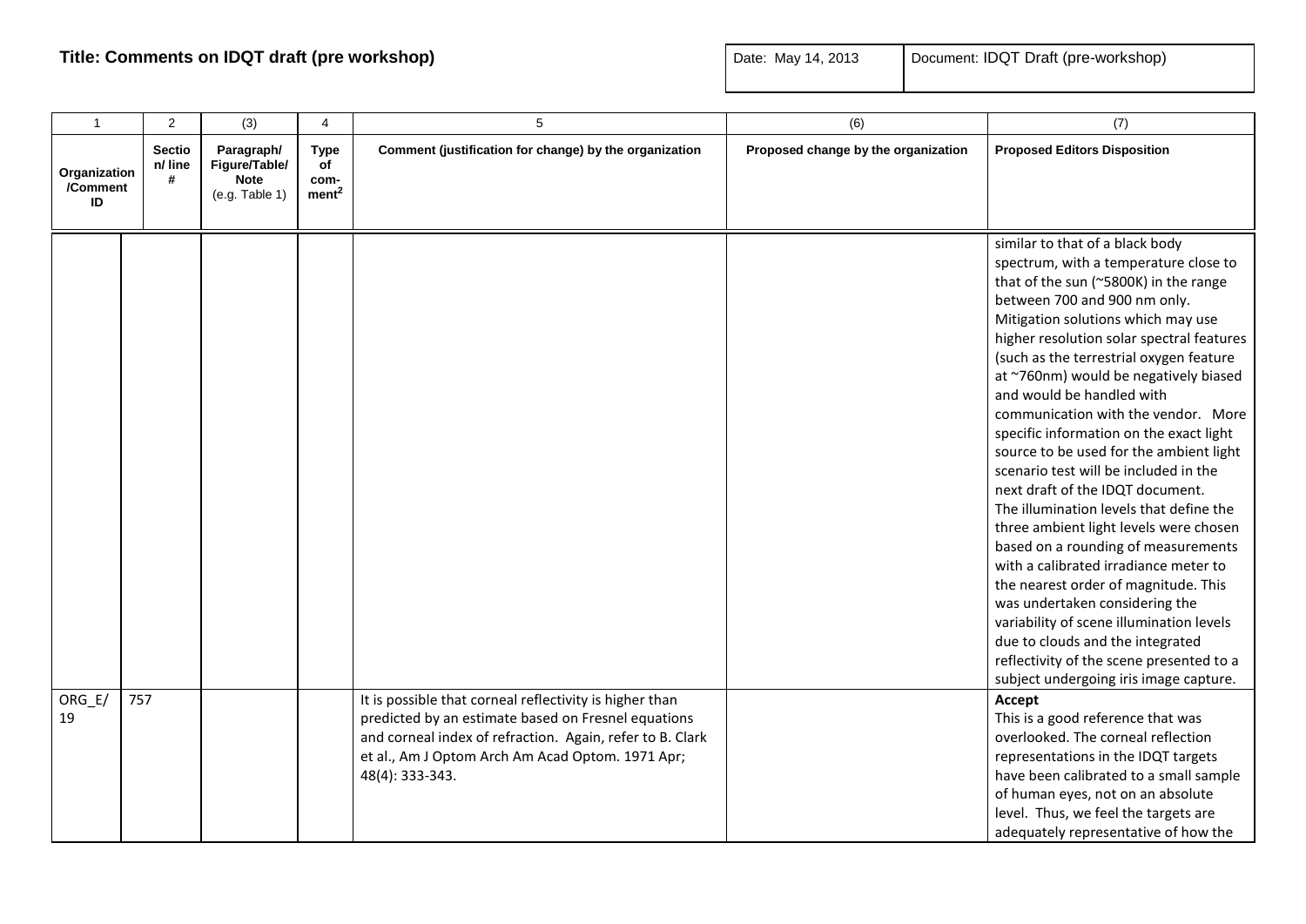**Title: Comments on IDQT draft (pre workshop)**

| Date: May 14, 2013 | Document: IDQT Draft (pre-workshop) |
|---|---|

| 1 | 2 | (3) | 4 | 5 | (6) | (7) |
|---|---|---|---|---|---|---|
| **Organization /Comment ID** | **Section/ line #** | **Paragraph/ Figure/Table/ Note** (e.g. Table 1) | **Type of com-ment[2]** | **Comment (justification for change) by the organization** | **Proposed change by the organization** | **Proposed Editors Disposition** |
| | | | | | | similar to that of a black body spectrum, with a temperature close to that of the sun (~5800K) in the range between 700 and 900 nm only. Mitigation solutions which may use higher resolution solar spectral features (such as the terrestrial oxygen feature at ~760nm) would be negatively biased and would be handled with communication with the vendor. More specific information on the exact light source to be used for the ambient light scenario test will be included in the next draft of the IDQT document. The illumination levels that define the three ambient light levels were chosen based on a rounding of measurements with a calibrated irradiance meter to the nearest order of magnitude. This was undertaken considering the variability of scene illumination levels due to clouds and the integrated reflectivity of the scene presented to a subject undergoing iris image capture. |
| ORG_E/ 19 | 757 | | | It is possible that corneal reflectivity is higher than predicted by an estimate based on Fresnel equations and corneal index of refraction. Again, refer to B. Clark et al., Am J Optom Arch Am Acad Optom. 1971 Apr; 48(4): 333-343. | | **Accept** This is a good reference that was overlooked. The corneal reflection representations in the IDQT targets have been calibrated to a small sample of human eyes, not on an absolute level. Thus, we feel the targets are adequately representative of how the |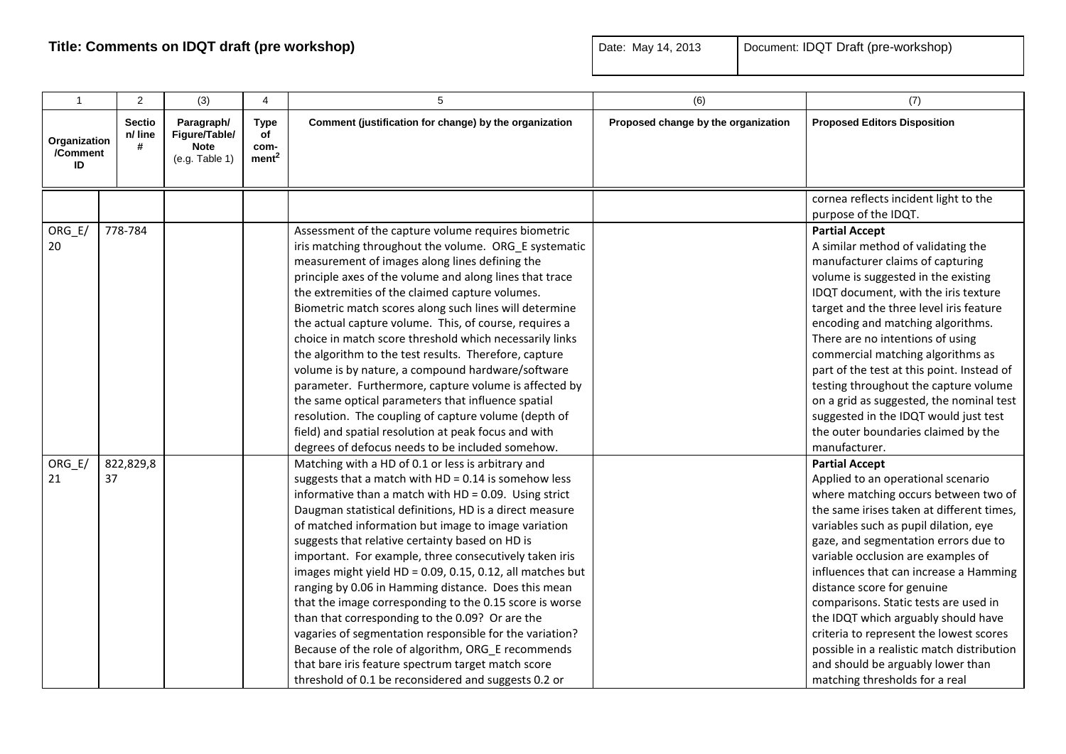**Title: Comments on IDQT draft (pre workshop)**

| Date: May 14, 2013 | Document: IDQT Draft (pre-workshop) |
|---|---|

| 1 | 2 | (3) | 4 | 5 | (6) | (7) |
|---|---|---|---|---|---|---|
| Organization /Comment ID | Section/ line # | Paragraph/ Figure/Table/ Note (e.g. Table 1) | Type of com-ment[2] | Comment (justification for change) by the organization | Proposed change by the organization | Proposed Editors Disposition |
| | | | | | | cornea reflects incident light to the purpose of the IDQT. |
| ORG_E/ 20 | 778-784 | | | Assessment of the capture volume requires biometric iris matching throughout the volume. ORG_E systematic measurement of images along lines defining the principle axes of the volume and along lines that trace the extremities of the claimed capture volumes. Biometric match scores along such lines will determine the actual capture volume. This, of course, requires a choice in match score threshold which necessarily links the algorithm to the test results. Therefore, capture volume is by nature, a compound hardware/software parameter. Furthermore, capture volume is affected by the same optical parameters that influence spatial resolution. The coupling of capture volume (depth of field) and spatial resolution at peak focus and with degrees of defocus needs to be included somehow. | | **Partial Accept** A similar method of validating the manufacturer claims of capturing volume is suggested in the existing IDQT document, with the iris texture target and the three level iris feature encoding and matching algorithms. There are no intentions of using commercial matching algorithms as part of the test at this point. Instead of testing throughout the capture volume on a grid as suggested, the nominal test suggested in the IDQT would just test the outer boundaries claimed by the manufacturer. |
| ORG_E/ 21 | 822,829,837 | | | Matching with a HD of 0.1 or less is arbitrary and suggests that a match with HD = 0.14 is somehow less informative than a match with HD = 0.09. Using strict Daugman statistical definitions, HD is a direct measure of matched information but image to image variation suggests that relative certainty based on HD is important. For example, three consecutively taken iris images might yield HD = 0.09, 0.15, 0.12, all matches but ranging by 0.06 in Hamming distance. Does this mean that the image corresponding to the 0.15 score is worse than that corresponding to the 0.09? Or are the vagaries of segmentation responsible for the variation? Because of the role of algorithm, ORG_E recommends that bare iris feature spectrum target match score threshold of 0.1 be reconsidered and suggests 0.2 or | | **Partial Accept** Applied to an operational scenario where matching occurs between two of the same irises taken at different times, variables such as pupil dilation, eye gaze, and segmentation errors due to variable occlusion are examples of influences that can increase a Hamming distance score for genuine comparisons. Static tests are used in the IDQT which arguably should have criteria to represent the lowest scores possible in a realistic match distribution and should be arguably lower than matching thresholds for a real |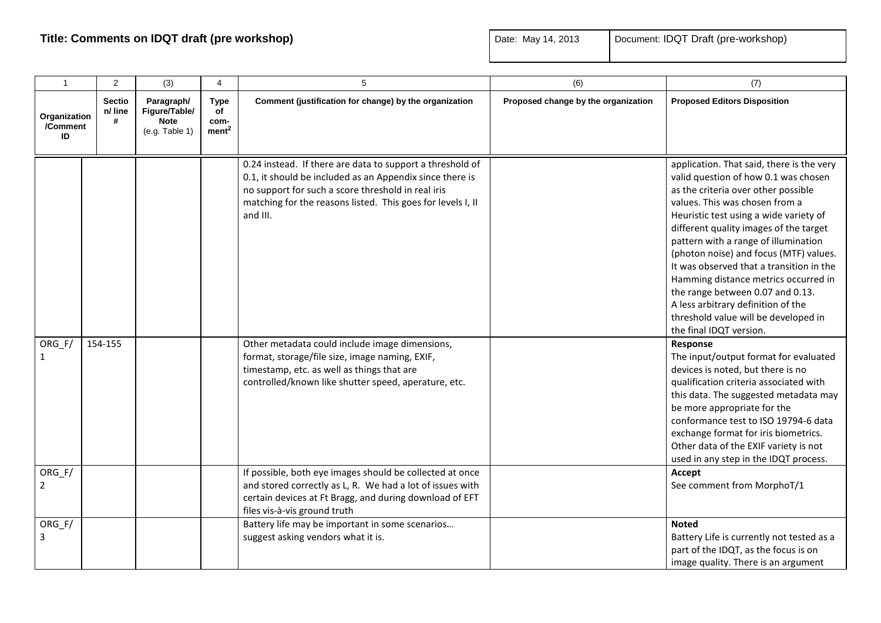**Title: Comments on IDQT draft (pre workshop)**

| Date: May 14, 2013 | Document: IDQT Draft (pre-workshop) |
|---|---|

| 1 | 2 | (3) | 4 | 5 | (6) | (7) |
|---|---|---|---|---|---|---|
| **Organization /Comment ID** | **Section/ line #** | **Paragraph/ Figure/Table/ Note** (e.g. Table 1) | **Type of comment[2]** | **Comment (justification for change) by the organization** | **Proposed change by the organization** | **Proposed Editors Disposition** |
| | | | | 0.24 instead. If there are data to support a threshold of 0.1, it should be included as an Appendix since there is no support for such a score threshold in real iris matching for the reasons listed. This goes for levels I, II and III. | | application. That said, there is the very valid question of how 0.1 was chosen as the criteria over other possible values. This was chosen from a Heuristic test using a wide variety of different quality images of the target pattern with a range of illumination (photon noise) and focus (MTF) values. It was observed that a transition in the Hamming distance metrics occurred in the range between 0.07 and 0.13. A less arbitrary definition of the threshold value will be developed in the final IDQT version. |
| ORG_F/ 1 | 154-155 | | | Other metadata could include image dimensions, format, storage/file size, image naming, EXIF, timestamp, etc. as well as things that are controlled/known like shutter speed, aperature, etc. | | **Response** The input/output format for evaluated devices is noted, but there is no qualification criteria associated with this data. The suggested metadata may be more appropriate for the conformance test to ISO 19794-6 data exchange format for iris biometrics. Other data of the EXIF variety is not used in any step in the IDQT process. |
| ORG_F/ 2 | | | | If possible, both eye images should be collected at once and stored correctly as L, R. We had a lot of issues with certain devices at Ft Bragg, and during download of EFT files vis-à-vis ground truth | | **Accept** See comment from MorphoT/1 |
| ORG_F/ 3 | | | | Battery life may be important in some scenarios… suggest asking vendors what it is. | | **Noted** Battery Life is currently not tested as a part of the IDQT, as the focus is on image quality. There is an argument |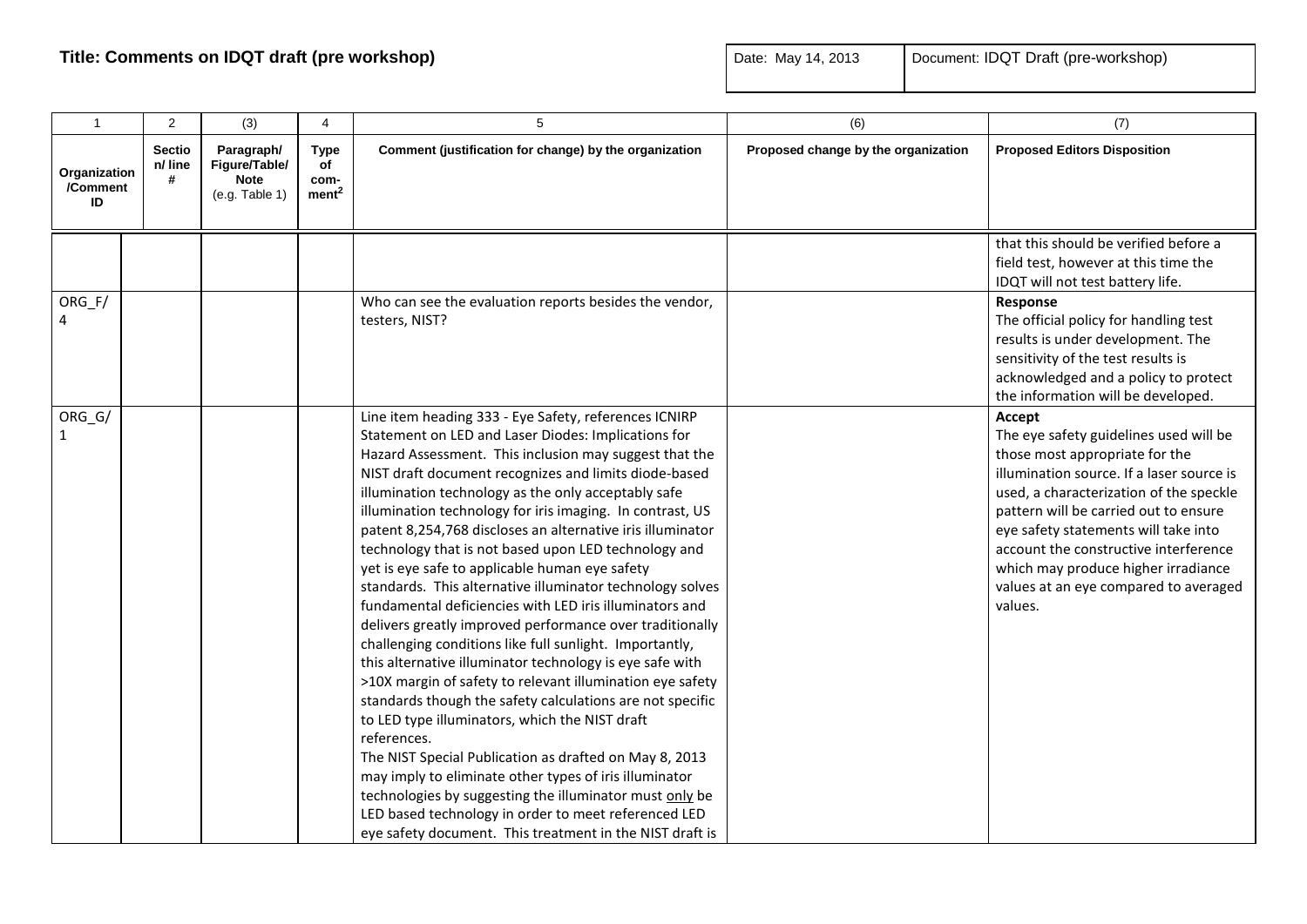**Title: Comments on IDQT draft (pre workshop)**

| Date: May 14, 2013 | Document: IDQT Draft (pre-workshop) |
|---|---|

| 1 | 2 | (3) | 4 | 5 | (6) | (7) |
|---|---|---|---|---|---|---|
| **Organization /Comment ID** | **Section/ line #** | **Paragraph/ Figure/Table/ Note** (e.g. Table 1) | **Type of comment[2]** | **Comment (justification for change) by the organization** | **Proposed change by the organization** | **Proposed Editors Disposition** |
| | | | | | | that this should be verified before a field test, however at this time the IDQT will not test battery life. |
| ORG_F/ 4 | | | | Who can see the evaluation reports besides the vendor, testers, NIST? | | **Response** The official policy for handling test results is under development. The sensitivity of the test results is acknowledged and a policy to protect the information will be developed. |
| ORG_G/ 1 | | | | Line item heading 333 - Eye Safety, references ICNIRP Statement on LED and Laser Diodes: Implications for Hazard Assessment. This inclusion may suggest that the NIST draft document recognizes and limits diode-based illumination technology as the only acceptably safe illumination technology for iris imaging. In contrast, US patent 8,254,768 discloses an alternative iris illuminator technology that is not based upon LED technology and yet is eye safe to applicable human eye safety standards. This alternative illuminator technology solves fundamental deficiencies with LED iris illuminators and delivers greatly improved performance over traditionally challenging conditions like full sunlight. Importantly, this alternative illuminator technology is eye safe with >10X margin of safety to relevant illumination eye safety standards though the safety calculations are not specific to LED type illuminators, which the NIST draft references.<br>The NIST Special Publication as drafted on May 8, 2013 may imply to eliminate other types of iris illuminator technologies by suggesting the illuminator must only be LED based technology in order to meet referenced LED eye safety document. This treatment in the NIST draft is | | **Accept** The eye safety guidelines used will be those most appropriate for the illumination source. If a laser source is used, a characterization of the speckle pattern will be carried out to ensure eye safety statements will take into account the constructive interference which may produce higher irradiance values at an eye compared to averaged values. |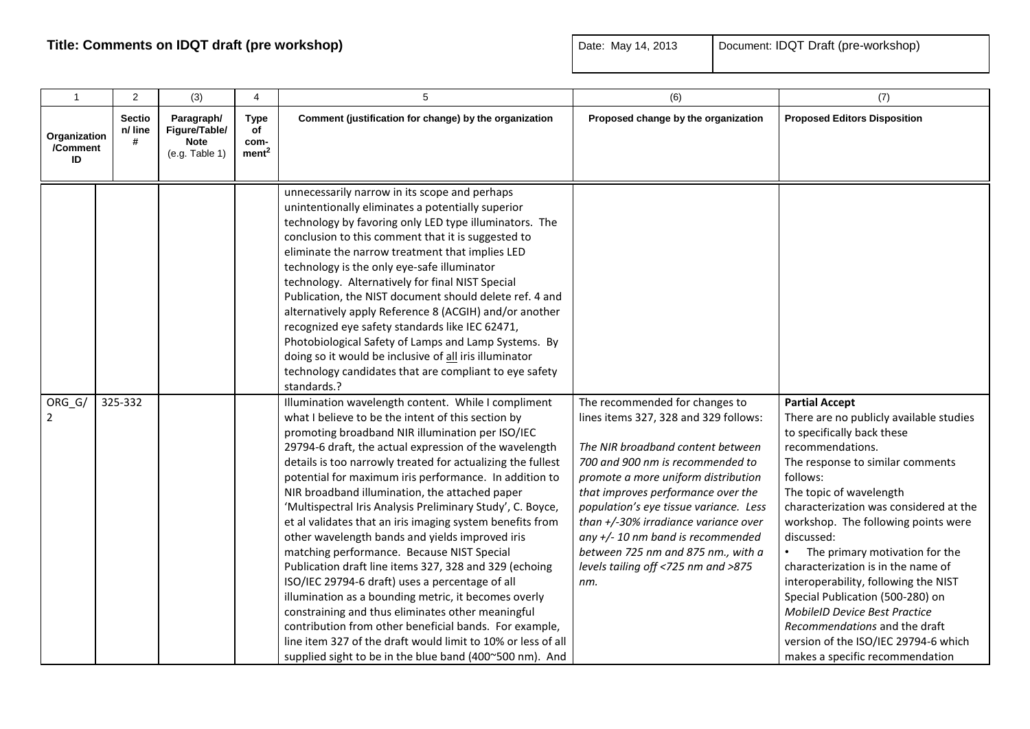**Title: Comments on IDQT draft (pre workshop)**

| Date: May 14, 2013 | Document: IDQT Draft (pre-workshop) |
|---|---|

| 1 | 2 | (3) | 4 | 5 | (6) | (7) |
|---|---|---|---|---|---|---|
| **Organization /Comment ID** | **Section/ line #** | **Paragraph/ Figure/Table/ Note** (e.g. Table 1) | **Type of com-ment[2]** | **Comment (justification for change) by the organization** | **Proposed change by the organization** | **Proposed Editors Disposition** |
| | | | | unnecessarily narrow in its scope and perhaps unintentionally eliminates a potentially superior technology by favoring only LED type illuminators. The conclusion to this comment that it is suggested to eliminate the narrow treatment that implies LED technology is the only eye-safe illuminator technology. Alternatively for final NIST Special Publication, the NIST document should delete ref. 4 and alternatively apply Reference 8 (ACGIH) and/or another recognized eye safety standards like IEC 62471, Photobiological Safety of Lamps and Lamp Systems. By doing so it would be inclusive of <u>all</u> iris illuminator technology candidates that are compliant to eye safety standards.? | | |
| ORG_G/ 2 | 325-332 | | | Illumination wavelength content. While I compliment what I believe to be the intent of this section by promoting broadband NIR illumination per ISO/IEC 29794-6 draft, the actual expression of the wavelength details is too narrowly treated for actualizing the fullest potential for maximum iris performance. In addition to NIR broadband illumination, the attached paper 'Multispectral Iris Analysis Preliminary Study', C. Boyce, et al validates that an iris imaging system benefits from other wavelength bands and yields improved iris matching performance. Because NIST Special Publication draft line items 327, 328 and 329 (echoing ISO/IEC 29794-6 draft) uses a percentage of all illumination as a bounding metric, it becomes overly constraining and thus eliminates other meaningful contribution from other beneficial bands. For example, line item 327 of the draft would limit to 10% or less of all supplied sight to be in the blue band (400~500 nm). And | The recommended for changes to lines items 327, 328 and 329 follows:<br><br>*The NIR broadband content between 700 and 900 nm is recommended to promote a more uniform distribution that improves performance over the population's eye tissue variance. Less than +/-30% irradiance variance over any +/- 10 nm band is recommended between 725 nm and 875 nm., with a levels tailing off <725 nm and >875 nm.* | **Partial Accept**<br>There are no publicly available studies to specifically back these recommendations.<br>The response to similar comments follows:<br>The topic of wavelength characterization was considered at the workshop. The following points were discussed:<br>• The primary motivation for the characterization is in the name of interoperability, following the NIST Special Publication (500-280) on *MobileID Device Best Practice Recommendations* and the draft version of the ISO/IEC 29794-6 which makes a specific recommendation |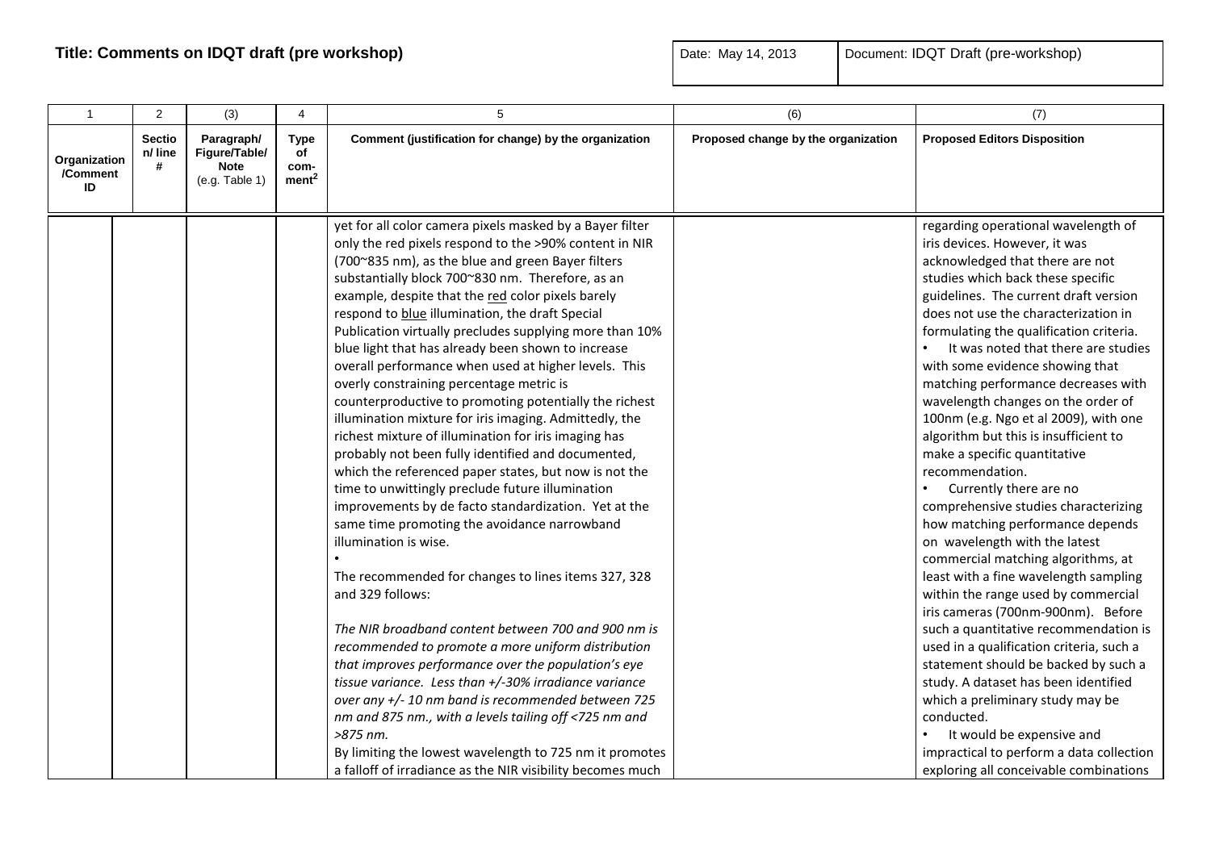**Title: Comments on IDQT draft (pre workshop)**

| Date: May 14, 2013 | Document: IDQT Draft (pre-workshop) |
|---|---|

| 1 | 2 | (3) | 4 | 5 | (6) | (7) |
|---|---|---|---|---|---|---|
| Organization /Comment ID | Section/ line # | Paragraph/ Figure/Table/ Note (e.g. Table 1) | Type of comment[2] | Comment (justification for change) by the organization | Proposed change by the organization | Proposed Editors Disposition |
| | | | | yet for all color camera pixels masked by a Bayer filter only the red pixels respond to the >90% content in NIR (700~835 nm), as the blue and green Bayer filters substantially block 700~830 nm. Therefore, as an example, despite that the red color pixels barely respond to blue illumination, the draft Special Publication virtually precludes supplying more than 10% blue light that has already been shown to increase overall performance when used at higher levels. This overly constraining percentage metric is counterproductive to promoting potentially the richest illumination mixture for iris imaging. Admittedly, the richest mixture of illumination for iris imaging has probably not been fully identified and documented, which the referenced paper states, but now is not the time to unwittingly preclude future illumination improvements by de facto standardization. Yet at the same time promoting the avoidance narrowband illumination is wise.<br>•<br>The recommended for changes to lines items 327, 328 and 329 follows:<br><br>*The NIR broadband content between 700 and 900 nm is recommended to promote a more uniform distribution that improves performance over the population's eye tissue variance. Less than +/-30% irradiance variance over any +/- 10 nm band is recommended between 725 nm and 875 nm., with a levels tailing off <725 nm and >875 nm.*<br>By limiting the lowest wavelength to 725 nm it promotes a falloff of irradiance as the NIR visibility becomes much | | regarding operational wavelength of iris devices. However, it was acknowledged that there are not studies which back these specific guidelines. The current draft version does not use the characterization in formulating the qualification criteria.<br>• It was noted that there are studies with some evidence showing that matching performance decreases with wavelength changes on the order of 100nm (e.g. Ngo et al 2009), with one algorithm but this is insufficient to make a specific quantitative recommendation.<br>• Currently there are no comprehensive studies characterizing how matching performance depends on wavelength with the latest commercial matching algorithms, at least with a fine wavelength sampling within the range used by commercial iris cameras (700nm-900nm). Before such a quantitative recommendation is used in a qualification criteria, such a statement should be backed by such a study. A dataset has been identified which a preliminary study may be conducted.<br>• It would be expensive and impractical to perform a data collection exploring all conceivable combinations |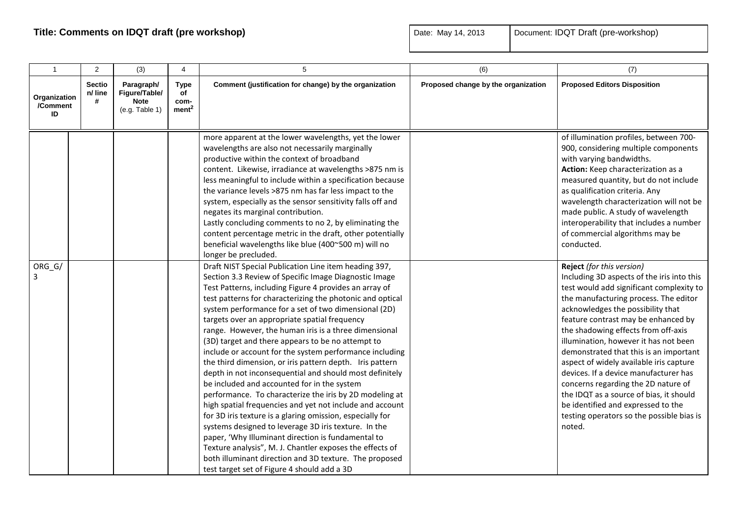**Title: Comments on IDQT draft (pre workshop)**

| Date: May 14, 2013 | Document: IDQT Draft (pre-workshop) |
|---|---|

| 1 | 2 | (3) | 4 | 5 | (6) | (7) |
|---|---|---|---|---|---|---|
| Organization /Comment ID | Section/ line # | Paragraph/ Figure/Table/ Note (e.g. Table 1) | Type of com-ment[2] | Comment (justification for change) by the organization | Proposed change by the organization | Proposed Editors Disposition |
| | | | | more apparent at the lower wavelengths, yet the lower wavelengths are also not necessarily marginally productive within the context of broadband content. Likewise, irradiance at wavelengths >875 nm is less meaningful to include within a specification because the variance levels >875 nm has far less impact to the system, especially as the sensor sensitivity falls off and negates its marginal contribution.<br>Lastly concluding comments to no 2, by eliminating the content percentage metric in the draft, other potentially beneficial wavelengths like blue (400~500 m) will no longer be precluded. | | of illumination profiles, between 700-900, considering multiple components with varying bandwidths.<br>**Action:** Keep characterization as a measured quantity, but do not include as qualification criteria. Any wavelength characterization will not be made public. A study of wavelength interoperability that includes a number of commercial algorithms may be conducted. |
| ORG_G/ 3 | | | | Draft NIST Special Publication Line item heading 397, Section 3.3 Review of Specific Image Diagnostic Image Test Patterns, including Figure 4 provides an array of test patterns for characterizing the photonic and optical system performance for a set of two dimensional (2D) targets over an appropriate spatial frequency range. However, the human iris is a three dimensional (3D) target and there appears to be no attempt to include or account for the system performance including the third dimension, or iris pattern depth. Iris pattern depth in not inconsequential and should most definitely be included and accounted for in the system performance. To characterize the iris by 2D modeling at high spatial frequencies and yet not include and account for 3D iris texture is a glaring omission, especially for systems designed to leverage 3D iris texture. In the paper, 'Why Illuminant direction is fundamental to Texture analysis", M. J. Chantler exposes the effects of both illuminant direction and 3D texture. The proposed test target set of Figure 4 should add a 3D | | **Reject** *(for this version)*<br>Including 3D aspects of the iris into this test would add significant complexity to the manufacturing process. The editor acknowledges the possibility that feature contrast may be enhanced by the shadowing effects from off-axis illumination, however it has not been demonstrated that this is an important aspect of widely available iris capture devices. If a device manufacturer has concerns regarding the 2D nature of the IDQT as a source of bias, it should be identified and expressed to the testing operators so the possible bias is noted. |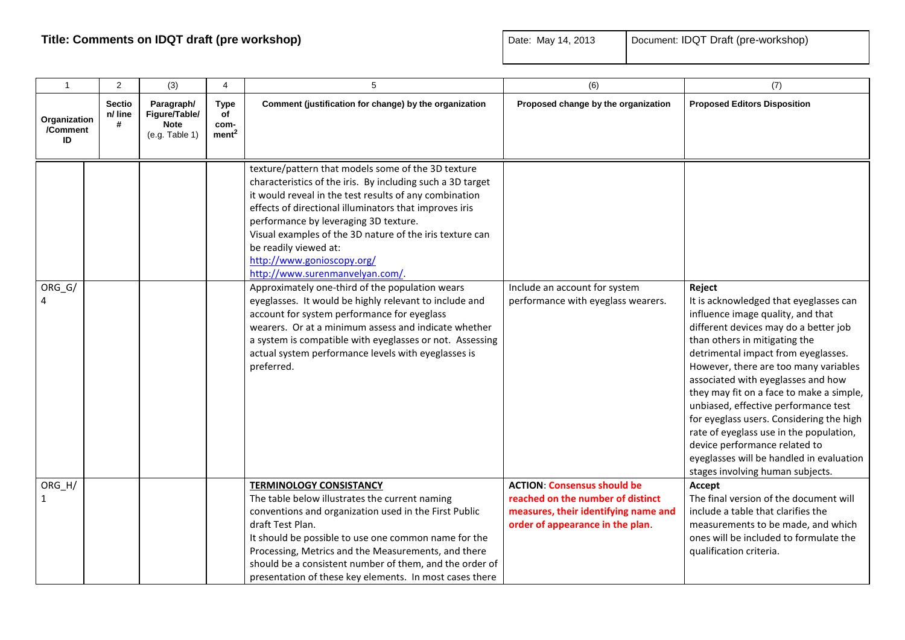**Title: Comments on IDQT draft (pre workshop)**

| Date: May 14, 2013 | Document: IDQT Draft (pre-workshop) |
|---|---|

| 1 | 2 | (3) | 4 | 5 | (6) | (7) |
|---|---|---|---|---|---|---|
| **Organization /Comment ID** | **Section/ line #** | **Paragraph/ Figure/Table/ Note** (e.g. Table 1) | **Type of comment[2]** | **Comment (justification for change) by the organization** | **Proposed change by the organization** | **Proposed Editors Disposition** |
| | | | | texture/pattern that models some of the 3D texture characteristics of the iris. By including such a 3D target it would reveal in the test results of any combination effects of directional illuminators that improves iris performance by leveraging 3D texture.<br>Visual examples of the 3D nature of the iris texture can be readily viewed at:<br>http://www.gonioscopy.org/<br>http://www.surenmanvelyan.com/. | | |
| ORG_G/ 4 | | | | Approximately one-third of the population wears eyeglasses. It would be highly relevant to include and account for system performance for eyeglass wearers. Or at a minimum assess and indicate whether a system is compatible with eyeglasses or not. Assessing actual system performance levels with eyeglasses is preferred. | Include an account for system performance with eyeglass wearers. | **Reject**<br>It is acknowledged that eyeglasses can influence image quality, and that different devices may do a better job than others in mitigating the detrimental impact from eyeglasses. However, there are too many variables associated with eyeglasses and how they may fit on a face to make a simple, unbiased, effective performance test for eyeglass users. Considering the high rate of eyeglass use in the population, device performance related to eyeglasses will be handled in evaluation stages involving human subjects. |
| ORG_H/ 1 | | | | **TERMINOLOGY CONSISTANCY**<br>The table below illustrates the current naming conventions and organization used in the First Public draft Test Plan.<br>It should be possible to use one common name for the Processing, Metrics and the Measurements, and there should be a consistent number of them, and the order of presentation of these key elements. In most cases there | **ACTION**: **Consensus should be reached on the number of distinct measures, their identifying name and order of appearance in the plan**. | **Accept**<br>The final version of the document will include a table that clarifies the measurements to be made, and which ones will be included to formulate the qualification criteria. |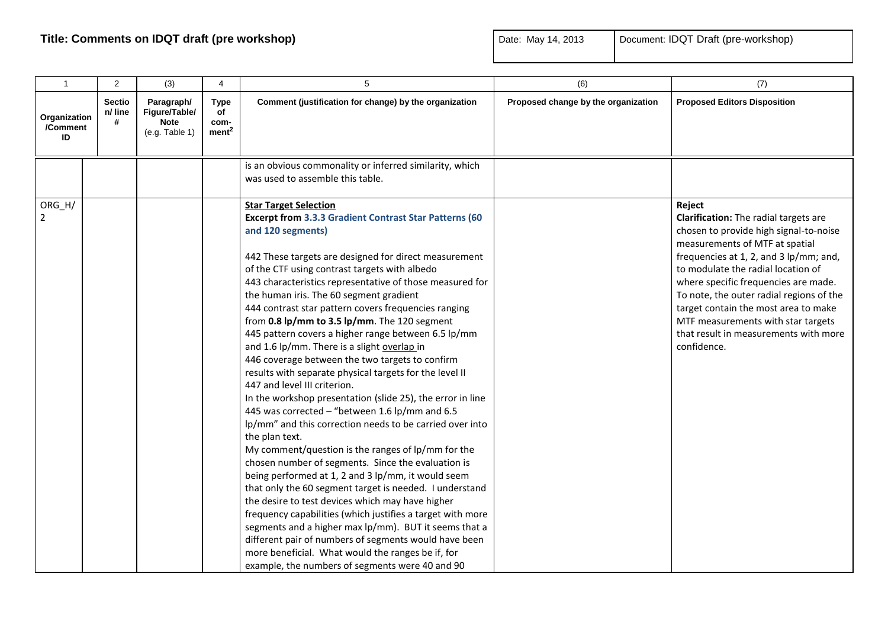**Title: Comments on IDQT draft (pre workshop)**

| Date: May 14, 2013 | Document: IDQT Draft (pre-workshop) |
|---|---|

| 1 | 2 | (3) | 4 | 5 | (6) | (7) |
|---|---|---|---|---|---|---|
| **Organization /Comment ID** | **Section/ line #** | **Paragraph/ Figure/Table/ Note** (e.g. Table 1) | **Type of com-ment[2]** | **Comment (justification for change) by the organization** | **Proposed change by the organization** | **Proposed Editors Disposition** |
| | | | | is an obvious commonality or inferred similarity, which was used to assemble this table. | | |
| ORG_H/ 2 | | | | **Star Target Selection**<br>**Excerpt from 3.3.3 Gradient Contrast Star Patterns (60 and 120 segments)**<br><br>442 These targets are designed for direct measurement of the CTF using contrast targets with albedo<br>443 characteristics representative of those measured for the human iris. The 60 segment gradient<br>444 contrast star pattern covers frequencies ranging from **0.8 lp/mm to 3.5 lp/mm**. The 120 segment<br>445 pattern covers a higher range between 6.5 lp/mm and 1.6 lp/mm. There is a slight overlap in<br>446 coverage between the two targets to confirm results with separate physical targets for the level II<br>447 and level III criterion.<br>In the workshop presentation (slide 25), the error in line 445 was corrected – "between 1.6 lp/mm and 6.5 lp/mm" and this correction needs to be carried over into the plan text.<br>My comment/question is the ranges of lp/mm for the chosen number of segments. Since the evaluation is being performed at 1, 2 and 3 lp/mm, it would seem that only the 60 segment target is needed. I understand the desire to test devices which may have higher frequency capabilities (which justifies a target with more segments and a higher max lp/mm). BUT it seems that a different pair of numbers of segments would have been more beneficial. What would the ranges be if, for example, the numbers of segments were 40 and 90 | | **Reject**<br>**Clarification:** The radial targets are chosen to provide high signal-to-noise measurements of MTF at spatial frequencies at 1, 2, and 3 lp/mm; and, to modulate the radial location of where specific frequencies are made. To note, the outer radial regions of the target contain the most area to make MTF measurements with star targets that result in measurements with more confidence. |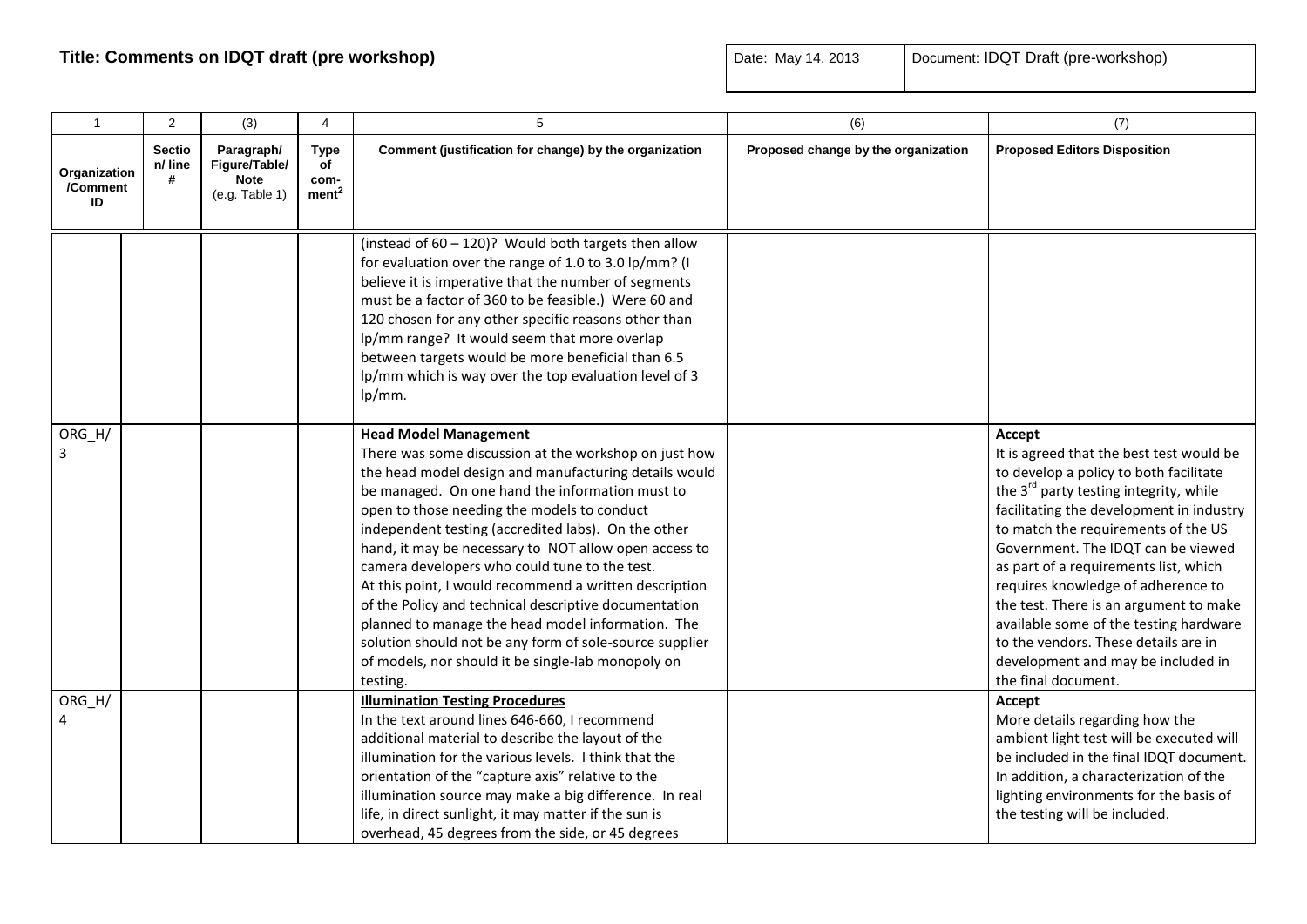**Title: Comments on IDQT draft (pre workshop)**

| Date: May 14, 2013 | Document: IDQT Draft (pre-workshop) |
|---|---|

| 1 | 2 | (3) | 4 | 5 | (6) | (7) |
|---|---|---|---|---|---|---|
| Organization /Comment ID | Section/ line # | Paragraph/ Figure/Table/ Note (e.g. Table 1) | Type of comment[2] | Comment (justification for change) by the organization | Proposed change by the organization | Proposed Editors Disposition |
| | | | | (instead of 60 – 120)? Would both targets then allow for evaluation over the range of 1.0 to 3.0 lp/mm? (I believe it is imperative that the number of segments must be a factor of 360 to be feasible.) Were 60 and 120 chosen for any other specific reasons other than lp/mm range? It would seem that more overlap between targets would be more beneficial than 6.5 lp/mm which is way over the top evaluation level of 3 lp/mm. | | |
| ORG_H/ 3 | | | | **Head Model Management**<br>There was some discussion at the workshop on just how the head model design and manufacturing details would be managed. On one hand the information must to open to those needing the models to conduct independent testing (accredited labs). On the other hand, it may be necessary to NOT allow open access to camera developers who could tune to the test.<br>At this point, I would recommend a written description of the Policy and technical descriptive documentation planned to manage the head model information. The solution should not be any form of sole-source supplier of models, nor should it be single-lab monopoly on testing. | | **Accept**<br>It is agreed that the best test would be to develop a policy to both facilitate the 3rd party testing integrity, while facilitating the development in industry to match the requirements of the US Government. The IDQT can be viewed as part of a requirements list, which requires knowledge of adherence to the test. There is an argument to make available some of the testing hardware to the vendors. These details are in development and may be included in the final document. |
| ORG_H/ 4 | | | | **Illumination Testing Procedures**<br>In the text around lines 646-660, I recommend additional material to describe the layout of the illumination for the various levels. I think that the orientation of the "capture axis" relative to the illumination source may make a big difference. In real life, in direct sunlight, it may matter if the sun is overhead, 45 degrees from the side, or 45 degrees | | **Accept**<br>More details regarding how the ambient light test will be executed will be included in the final IDQT document. In addition, a characterization of the lighting environments for the basis of the testing will be included. |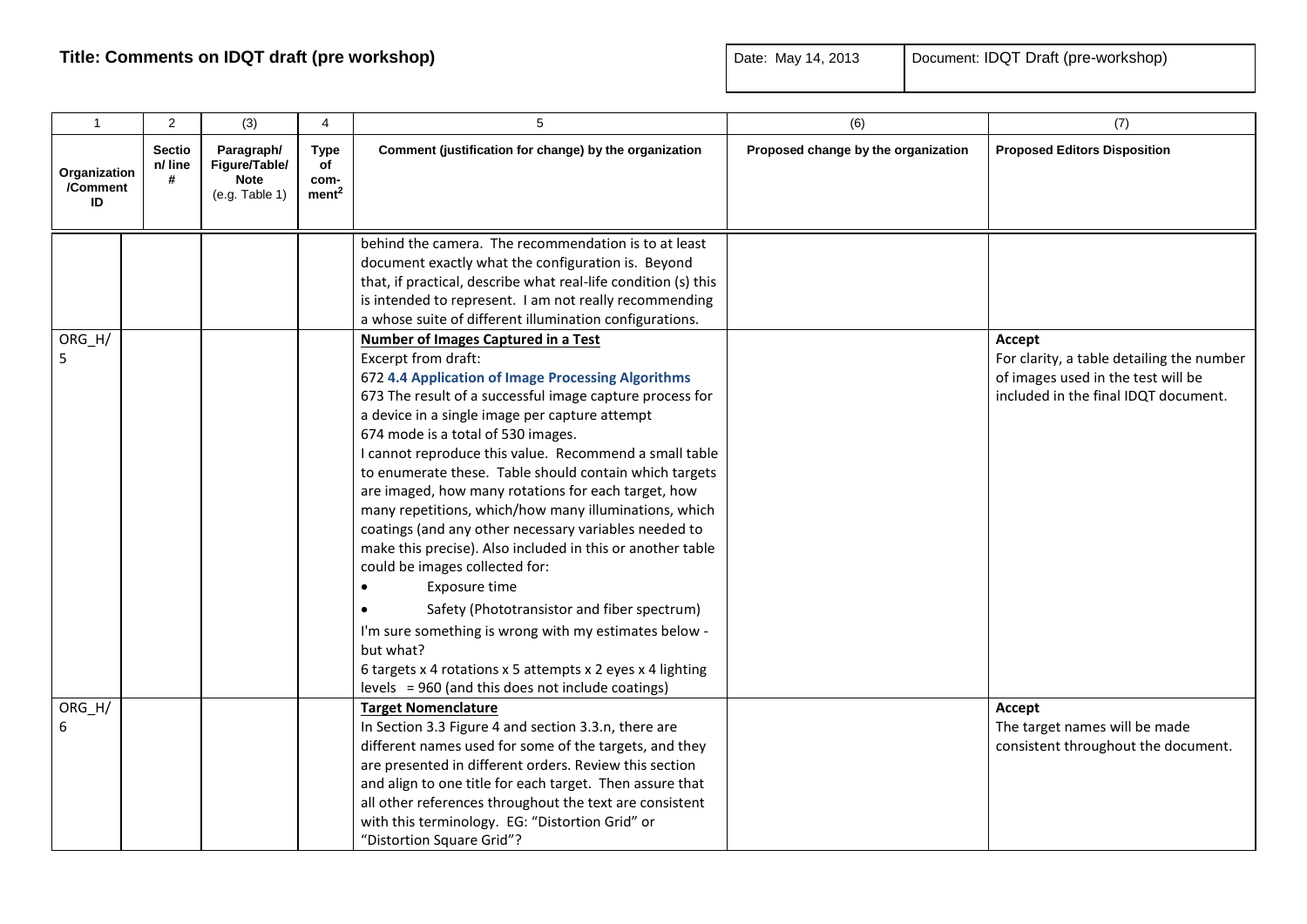**Title: Comments on IDQT draft (pre workshop)**

| Date: May 14, 2013 | Document: IDQT Draft (pre-workshop) |
|---|---|

| 1 | 2 | (3) | 4 | 5 | (6) | (7) |
|---|---|---|---|---|---|---|
| **Organization /Comment ID** | **Section/ line #** | **Paragraph/ Figure/Table/ Note** (e.g. Table 1) | **Type of com-ment[2]** | **Comment (justification for change) by the organization** | **Proposed change by the organization** | **Proposed Editors Disposition** |
| | | | | behind the camera. The recommendation is to at least document exactly what the configuration is. Beyond that, if practical, describe what real-life condition (s) this is intended to represent. I am not really recommending a whose suite of different illumination configurations. | | |
| ORG_H/ 5 | | | | **Number of Images Captured in a Test**<br>Excerpt from draft:<br>672 **4.4 Application of Image Processing Algorithms**<br>673 The result of a successful image capture process for a device in a single image per capture attempt<br>674 mode is a total of 530 images.<br>I cannot reproduce this value. Recommend a small table to enumerate these. Table should contain which targets are imaged, how many rotations for each target, how many repetitions, which/how many illuminations, which coatings (and any other necessary variables needed to make this precise). Also included in this or another table could be images collected for:<br>• Exposure time<br>• Safety (Phototransistor and fiber spectrum)<br>I'm sure something is wrong with my estimates below - but what?<br>6 targets x 4 rotations x 5 attempts x 2 eyes x 4 lighting levels = 960 (and this does not include coatings) | | **Accept**<br>For clarity, a table detailing the number of images used in the test will be included in the final IDQT document. |
| ORG_H/ 6 | | | | **Target Nomenclature**<br>In Section 3.3 Figure 4 and section 3.3.n, there are different names used for some of the targets, and they are presented in different orders. Review this section and align to one title for each target. Then assure that all other references throughout the text are consistent with this terminology. EG: "Distortion Grid" or "Distortion Square Grid"? | | **Accept**<br>The target names will be made consistent throughout the document. |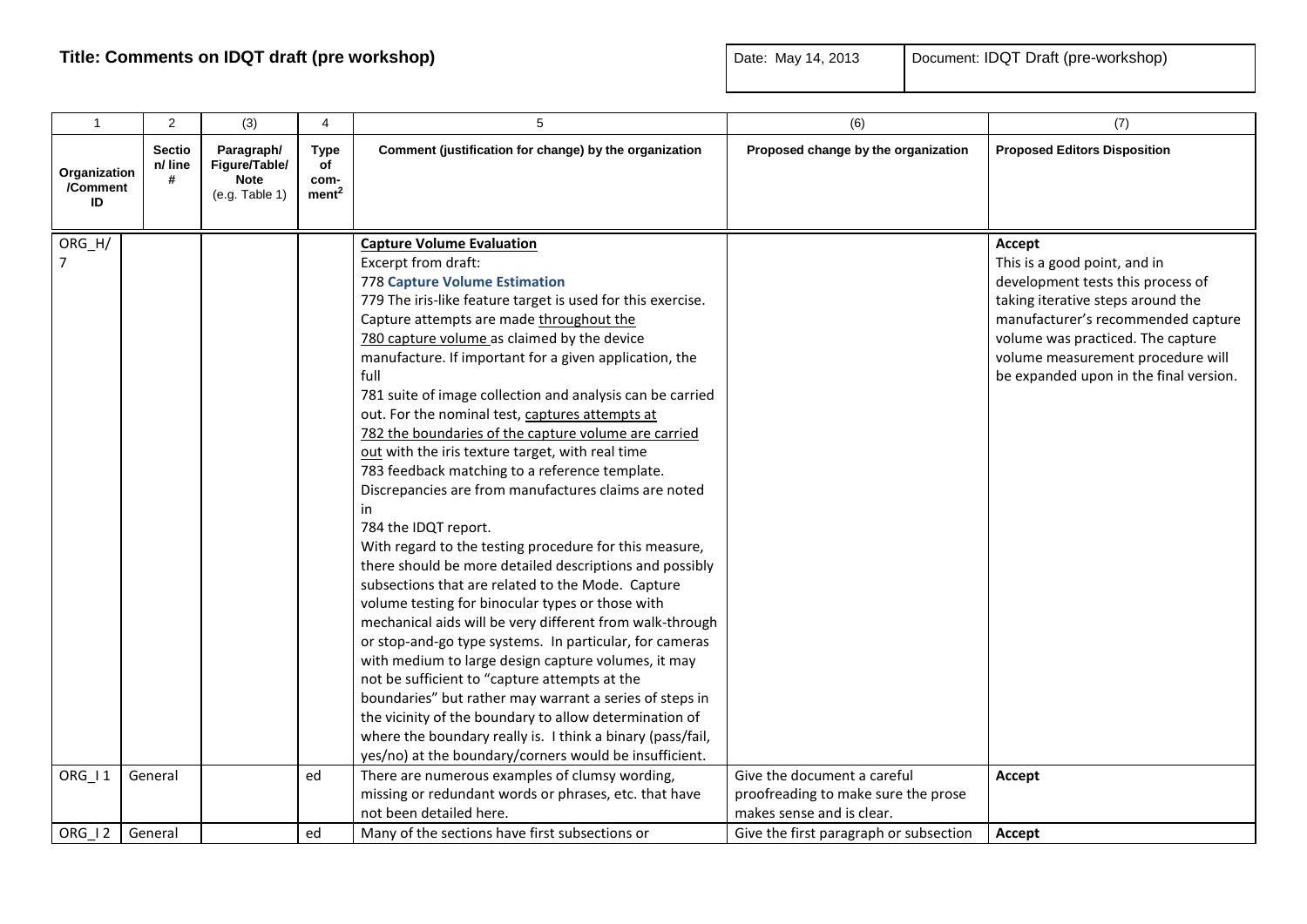**Title: Comments on IDQT draft (pre workshop)**

| Date: May 14, 2013 | Document: IDQT Draft (pre-workshop) |
|---|---|

| 1 | 2 | (3) | 4 | 5 | (6) | (7) |
|---|---|---|---|---|---|---|
| **Organization /Comment ID** | **Section/ line #** | **Paragraph/ Figure/Table/ Note** (e.g. Table 1) | **Type of com-ment[2]** | **Comment (justification for change) by the organization** | **Proposed change by the organization** | **Proposed Editors Disposition** |
| ORG_H/ 7 | | | | **Capture Volume Evaluation**<br>Excerpt from draft:<br>778 **Capture Volume Estimation**<br>779 The iris-like feature target is used for this exercise. Capture attempts are made throughout the 780 capture volume as claimed by the device manufacture. If important for a given application, the full 781 suite of image collection and analysis can be carried out. For the nominal test, captures attempts at 782 the boundaries of the capture volume are carried out with the iris texture target, with real time 783 feedback matching to a reference template. Discrepancies are from manufactures claims are noted in 784 the IDQT report.<br>With regard to the testing procedure for this measure, there should be more detailed descriptions and possibly subsections that are related to the Mode. Capture volume testing for binocular types or those with mechanical aids will be very different from walk-through or stop-and-go type systems. In particular, for cameras with medium to large design capture volumes, it may not be sufficient to "capture attempts at the boundaries" but rather may warrant a series of steps in the vicinity of the boundary to allow determination of where the boundary really is. I think a binary (pass/fail, yes/no) at the boundary/corners would be insufficient. | | **Accept**<br>This is a good point, and in development tests this process of taking iterative steps around the manufacturer's recommended capture volume was practiced. The capture volume measurement procedure will be expanded upon in the final version. |
| ORG_I 1 | General | | ed | There are numerous examples of clumsy wording, missing or redundant words or phrases, etc. that have not been detailed here. | Give the document a careful proofreading to make sure the prose makes sense and is clear. | **Accept** |
| ORG_I 2 | General | | ed | Many of the sections have first subsections or | Give the first paragraph or subsection | **Accept** |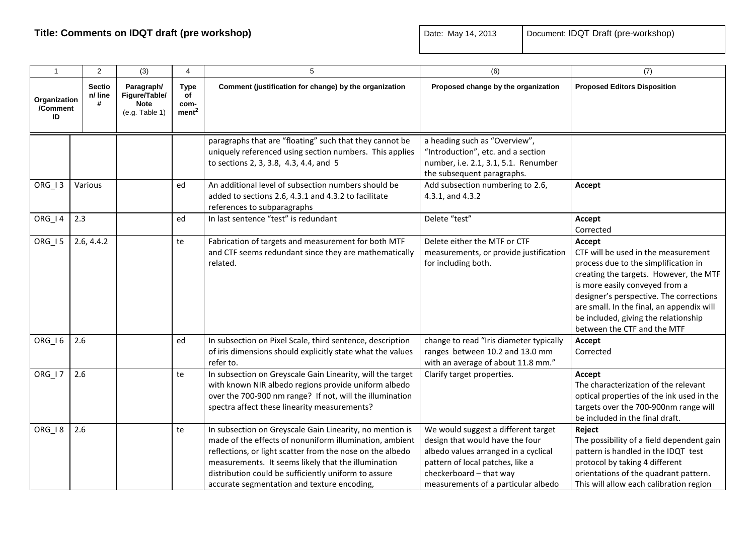**Title: Comments on IDQT draft (pre workshop)**

| Date: May 14, 2013 | Document: IDQT Draft (pre-workshop) |
|---|---|

| 1 | 2 | (3) | 4 | 5 | (6) | (7) |
|---|---|---|---|---|---|---|
| **Organization /Comment ID** | **Section/ line #** | **Paragraph/ Figure/Table/ Note** (e.g. Table 1) | **Type of com-ment**[2] | **Comment (justification for change) by the organization** | **Proposed change by the organization** | **Proposed Editors Disposition** |
| | | | | paragraphs that are "floating" such that they cannot be uniquely referenced using section numbers. This applies to sections 2, 3, 3.8, 4.3, 4.4, and 5 | a heading such as "Overview", "Introduction", etc. and a section number, i.e. 2.1, 3.1, 5.1. Renumber the subsequent paragraphs. | |
| ORG_I 3 | Various | | ed | An additional level of subsection numbers should be added to sections 2.6, 4.3.1 and 4.3.2 to facilitate references to subparagraphs | Add subsection numbering to 2.6, 4.3.1, and 4.3.2 | **Accept** |
| ORG_I 4 | 2.3 | | ed | In last sentence "test" is redundant | Delete "test" | **Accept** Corrected |
| ORG_I 5 | 2.6, 4.4.2 | | te | Fabrication of targets and measurement for both MTF and CTF seems redundant since they are mathematically related. | Delete either the MTF or CTF measurements, or provide justification for including both. | **Accept** CTF will be used in the measurement process due to the simplification in creating the targets. However, the MTF is more easily conveyed from a designer's perspective. The corrections are small. In the final, an appendix will be included, giving the relationship between the CTF and the MTF |
| ORG_I 6 | 2.6 | | ed | In subsection on Pixel Scale, third sentence, description of iris dimensions should explicitly state what the values refer to. | change to read "Iris diameter typically ranges between 10.2 and 13.0 mm with an average of about 11.8 mm." | **Accept** Corrected |
| ORG_I 7 | 2.6 | | te | In subsection on Greyscale Gain Linearity, will the target with known NIR albedo regions provide uniform albedo over the 700-900 nm range? If not, will the illumination spectra affect these linearity measurements? | Clarify target properties. | **Accept** The characterization of the relevant optical properties of the ink used in the targets over the 700-900nm range will be included in the final draft. |
| ORG_I 8 | 2.6 | | te | In subsection on Greyscale Gain Linearity, no mention is made of the effects of nonuniform illumination, ambient reflections, or light scatter from the nose on the albedo measurements. It seems likely that the illumination distribution could be sufficiently uniform to assure accurate segmentation and texture encoding, | We would suggest a different target design that would have the four albedo values arranged in a cyclical pattern of local patches, like a checkerboard – that way measurements of a particular albedo | **Reject** The possibility of a field dependent gain pattern is handled in the IDQT test protocol by taking 4 different orientations of the quadrant pattern. This will allow each calibration region |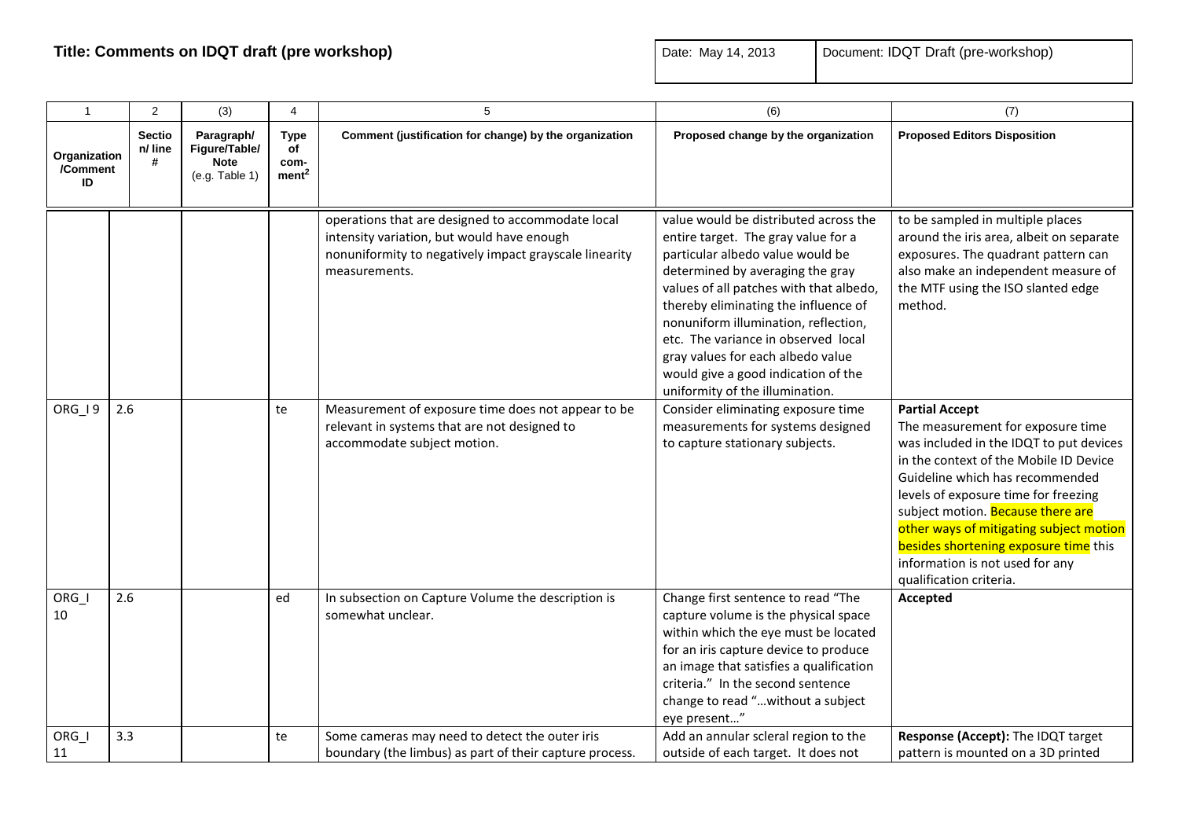**Title: Comments on IDQT draft (pre workshop)**

| Date: May 14, 2013 | Document: IDQT Draft (pre-workshop) |
|---|---|

| 1 | 2 | (3) | 4 | 5 | (6) | (7) |
|---|---|---|---|---|---|---|
| **Organization /Comment ID** | **Section/ line #** | **Paragraph/ Figure/Table/ Note** (e.g. Table 1) | **Type of com-ment[2]** | **Comment (justification for change) by the organization** | **Proposed change by the organization** | **Proposed Editors Disposition** |
| | | | | operations that are designed to accommodate local intensity variation, but would have enough nonuniformity to negatively impact grayscale linearity measurements. | value would be distributed across the entire target. The gray value for a particular albedo value would be determined by averaging the gray values of all patches with that albedo, thereby eliminating the influence of nonuniform illumination, reflection, etc. The variance in observed local gray values for each albedo value would give a good indication of the uniformity of the illumination. | to be sampled in multiple places around the iris area, albeit on separate exposures. The quadrant pattern can also make an independent measure of the MTF using the ISO slanted edge method. |
| ORG_I 9 | 2.6 | | te | Measurement of exposure time does not appear to be relevant in systems that are not designed to accommodate subject motion. | Consider eliminating exposure time measurements for systems designed to capture stationary subjects. | **Partial Accept** The measurement for exposure time was included in the IDQT to put devices in the context of the Mobile ID Device Guideline which has recommended levels of exposure time for freezing subject motion. Because there are other ways of mitigating subject motion besides shortening exposure time this information is not used for any qualification criteria. |
| ORG_I 10 | 2.6 | | ed | In subsection on Capture Volume the description is somewhat unclear. | Change first sentence to read "The capture volume is the physical space within which the eye must be located for an iris capture device to produce an image that satisfies a qualification criteria." In the second sentence change to read "…without a subject eye present…" | **Accepted** |
| ORG_I 11 | 3.3 | | te | Some cameras may need to detect the outer iris boundary (the limbus) as part of their capture process. | Add an annular scleral region to the outside of each target. It does not | **Response (Accept):** The IDQT target pattern is mounted on a 3D printed |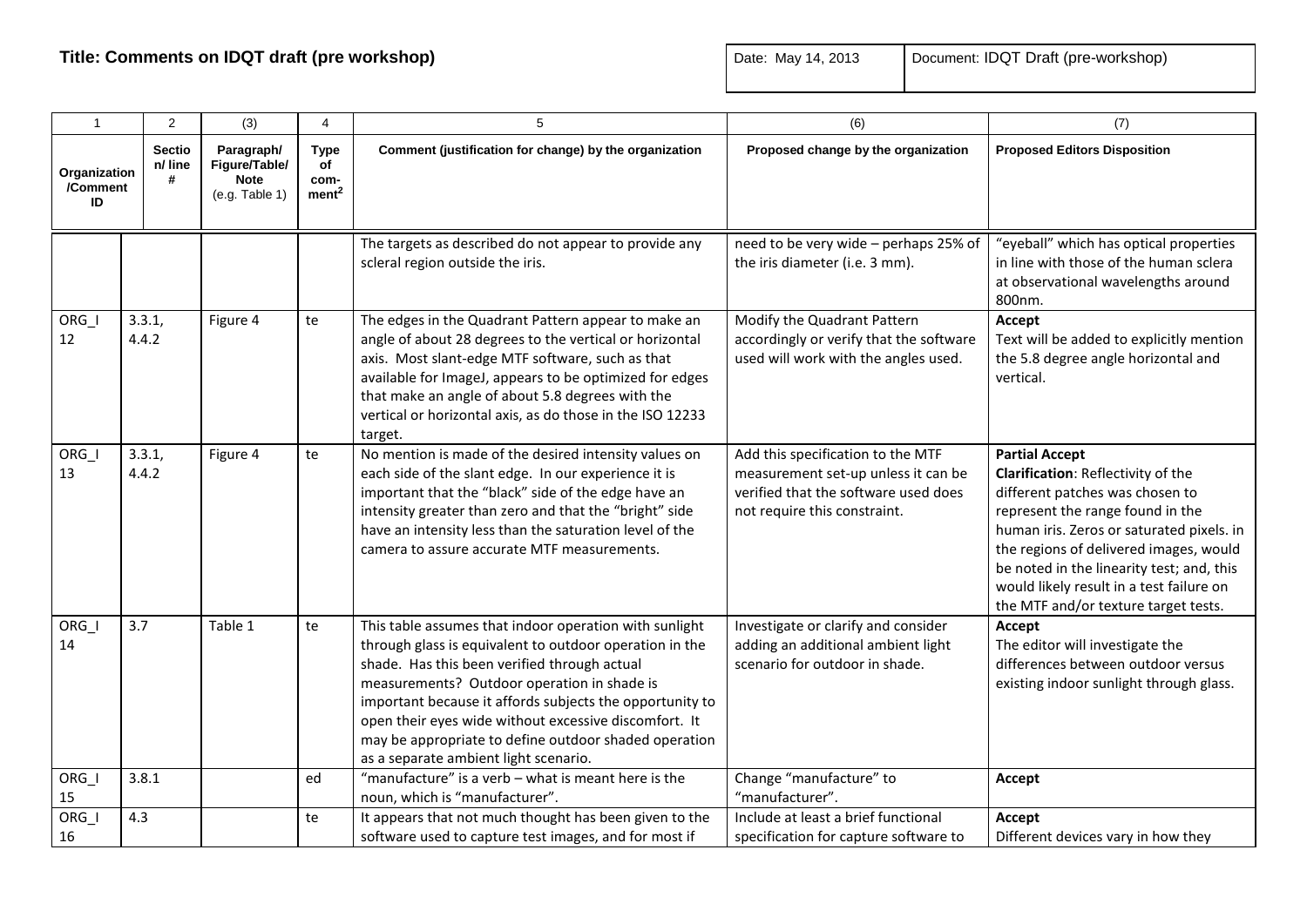**Title: Comments on IDQT draft (pre workshop)**

| Date: May 14, 2013 | Document: IDQT Draft (pre-workshop) |
|---|---|

| 1 | 2 | (3) | 4 | 5 | (6) | (7) |
|---|---|---|---|---|---|---|
| **Organization /Comment ID** | **Section/ line #** | **Paragraph/ Figure/Table/ Note** (e.g. Table 1) | **Type of com-ment[2]** | **Comment (justification for change) by the organization** | **Proposed change by the organization** | **Proposed Editors Disposition** |
| | | | | The targets as described do not appear to provide any scleral region outside the iris. | need to be very wide – perhaps 25% of the iris diameter (i.e. 3 mm). | "eyeball" which has optical properties in line with those of the human sclera at observational wavelengths around 800nm. |
| ORG_I 12 | 3.3.1, 4.4.2 | Figure 4 | te | The edges in the Quadrant Pattern appear to make an angle of about 28 degrees to the vertical or horizontal axis. Most slant-edge MTF software, such as that available for ImageJ, appears to be optimized for edges that make an angle of about 5.8 degrees with the vertical or horizontal axis, as do those in the ISO 12233 target. | Modify the Quadrant Pattern accordingly or verify that the software used will work with the angles used. | **Accept**<br>Text will be added to explicitly mention the 5.8 degree angle horizontal and vertical. |
| ORG_I 13 | 3.3.1, 4.4.2 | Figure 4 | te | No mention is made of the desired intensity values on each side of the slant edge. In our experience it is important that the "black" side of the edge have an intensity greater than zero and that the "bright" side have an intensity less than the saturation level of the camera to assure accurate MTF measurements. | Add this specification to the MTF measurement set-up unless it can be verified that the software used does not require this constraint. | **Partial Accept**<br>**Clarification**: Reflectivity of the different patches was chosen to represent the range found in the human iris. Zeros or saturated pixels. in the regions of delivered images, would be noted in the linearity test; and, this would likely result in a test failure on the MTF and/or texture target tests. |
| ORG_I 14 | 3.7 | Table 1 | te | This table assumes that indoor operation with sunlight through glass is equivalent to outdoor operation in the shade. Has this been verified through actual measurements? Outdoor operation in shade is important because it affords subjects the opportunity to open their eyes wide without excessive discomfort. It may be appropriate to define outdoor shaded operation as a separate ambient light scenario. | Investigate or clarify and consider adding an additional ambient light scenario for outdoor in shade. | **Accept**<br>The editor will investigate the differences between outdoor versus existing indoor sunlight through glass. |
| ORG_I 15 | 3.8.1 | | ed | "manufacture" is a verb – what is meant here is the noun, which is "manufacturer". | Change "manufacture" to "manufacturer". | **Accept** |
| ORG_I 16 | 4.3 | | te | It appears that not much thought has been given to the software used to capture test images, and for most if | Include at least a brief functional specification for capture software to | **Accept**<br>Different devices vary in how they |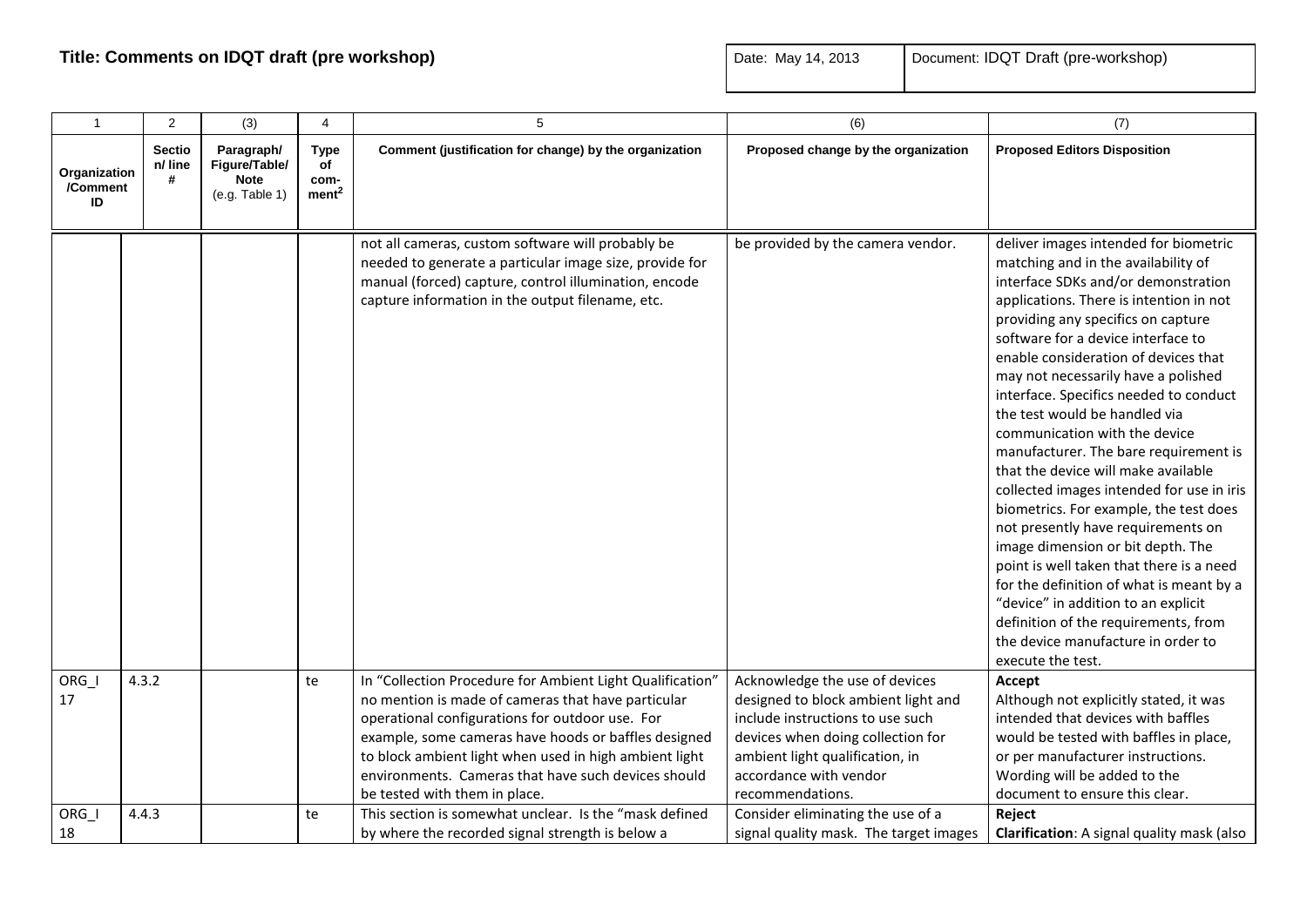**Title: Comments on IDQT draft (pre workshop)**

| Date: May 14, 2013 | Document: IDQT Draft (pre-workshop) |
| --- | --- |

| 1 | 2 | (3) | 4 | 5 | (6) | (7) |
| --- | --- | --- | --- | --- | --- | --- |
| **Organization /Comment ID** | **Section/ line #** | **Paragraph/ Figure/Table/ Note** (e.g. Table 1) | **Type of comment[2]** | **Comment (justification for change) by the organization** | **Proposed change by the organization** | **Proposed Editors Disposition** |
| | | | | not all cameras, custom software will probably be needed to generate a particular image size, provide for manual (forced) capture, control illumination, encode capture information in the output filename, etc. | be provided by the camera vendor. | deliver images intended for biometric matching and in the availability of interface SDKs and/or demonstration applications. There is intention in not providing any specifics on capture software for a device interface to enable consideration of devices that may not necessarily have a polished interface. Specifics needed to conduct the test would be handled via communication with the device manufacturer. The bare requirement is that the device will make available collected images intended for use in iris biometrics. For example, the test does not presently have requirements on image dimension or bit depth. The point is well taken that there is a need for the definition of what is meant by a "device" in addition to an explicit definition of the requirements, from the device manufacture in order to execute the test. |
| ORG_I 17 | 4.3.2 | | te | In "Collection Procedure for Ambient Light Qualification" no mention is made of cameras that have particular operational configurations for outdoor use. For example, some cameras have hoods or baffles designed to block ambient light when used in high ambient light environments. Cameras that have such devices should be tested with them in place. | Acknowledge the use of devices designed to block ambient light and include instructions to use such devices when doing collection for ambient light qualification, in accordance with vendor recommendations. | **Accept** Although not explicitly stated, it was intended that devices with baffles would be tested with baffles in place, or per manufacturer instructions. Wording will be added to the document to ensure this clear. |
| ORG_I 18 | 4.4.3 | | te | This section is somewhat unclear. Is the "mask defined by where the recorded signal strength is below a | Consider eliminating the use of a signal quality mask. The target images | **Reject** **Clarification**: A signal quality mask (also |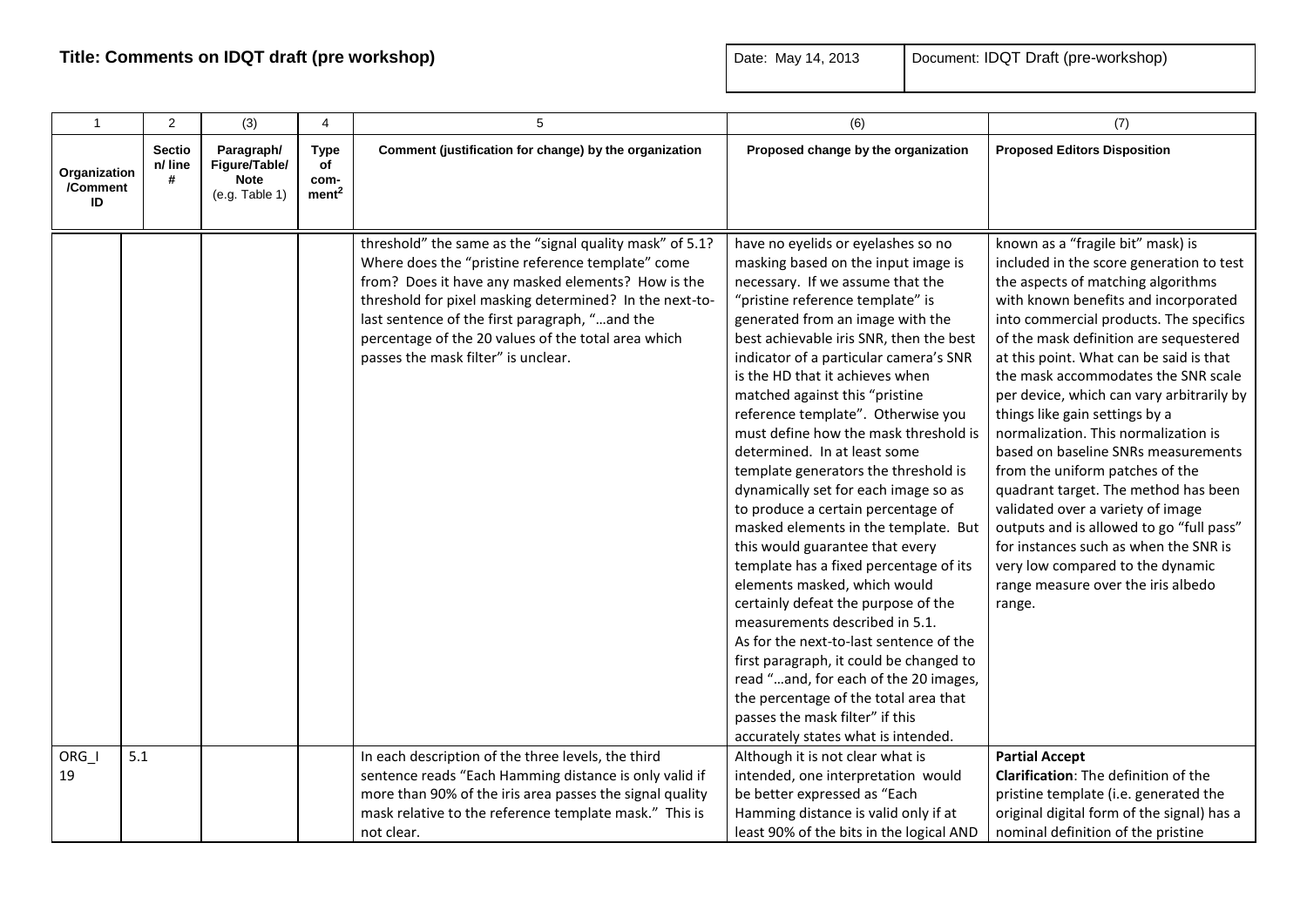**Title: Comments on IDQT draft (pre workshop)**

| Date: May 14, 2013 | Document: IDQT Draft (pre-workshop) |
|---|---|

| 1 | 2 | (3) | 4 | 5 | (6) | (7) |
|---|---|---|---|---|---|---|
| **Organization /Comment ID** | **Section/ line #** | **Paragraph/ Figure/Table/ Note** (e.g. Table 1) | **Type of com-ment[2]** | **Comment (justification for change) by the organization** | **Proposed change by the organization** | **Proposed Editors Disposition** |
| | | | | threshold" the same as the "signal quality mask" of 5.1? Where does the "pristine reference template" come from? Does it have any masked elements? How is the threshold for pixel masking determined? In the next-to-last sentence of the first paragraph, "…and the percentage of the 20 values of the total area which passes the mask filter" is unclear. | have no eyelids or eyelashes so no masking based on the input image is necessary. If we assume that the "pristine reference template" is generated from an image with the best achievable iris SNR, then the best indicator of a particular camera's SNR is the HD that it achieves when matched against this "pristine reference template". Otherwise you must define how the mask threshold is determined. In at least some template generators the threshold is dynamically set for each image so as to produce a certain percentage of masked elements in the template. But this would guarantee that every template has a fixed percentage of its elements masked, which would certainly defeat the purpose of the measurements described in 5.1.<br>As for the next-to-last sentence of the first paragraph, it could be changed to read "…and, for each of the 20 images, the percentage of the total area that passes the mask filter" if this accurately states what is intended. | known as a "fragile bit" mask) is included in the score generation to test the aspects of matching algorithms with known benefits and incorporated into commercial products. The specifics of the mask definition are sequestered at this point. What can be said is that the mask accommodates the SNR scale per device, which can vary arbitrarily by things like gain settings by a normalization. This normalization is based on baseline SNRs measurements from the uniform patches of the quadrant target. The method has been validated over a variety of image outputs and is allowed to go "full pass" for instances such as when the SNR is very low compared to the dynamic range measure over the iris albedo range. |
| ORG_I 19 | 5.1 | | | In each description of the three levels, the third sentence reads "Each Hamming distance is only valid if more than 90% of the iris area passes the signal quality mask relative to the reference template mask." This is not clear. | Although it is not clear what is intended, one interpretation would be better expressed as "Each Hamming distance is valid only if at least 90% of the bits in the logical AND | **Partial Accept**<br>**Clarification**: The definition of the pristine template (i.e. generated the original digital form of the signal) has a nominal definition of the pristine |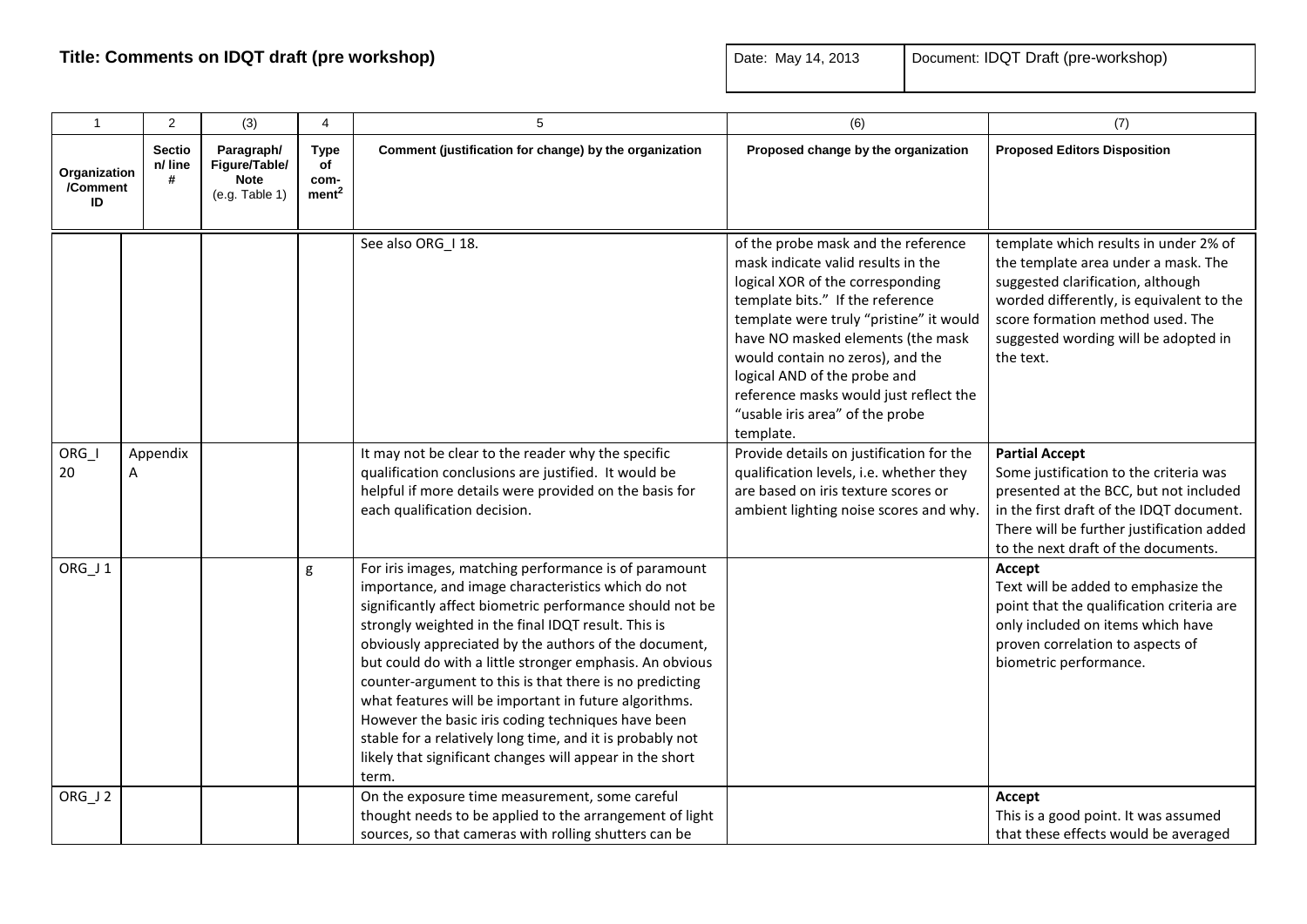**Title: Comments on IDQT draft (pre workshop)**

| Date: May 14, 2013 | Document: IDQT Draft (pre-workshop) |
|---|---|

| 1 | 2 | (3) | 4 | 5 | (6) | (7) |
|---|---|---|---|---|---|---|
| Organization /Comment ID | Section/ line # | Paragraph/ Figure/Table/ Note (e.g. Table 1) | Type of comment[2] | Comment (justification for change) by the organization | Proposed change by the organization | Proposed Editors Disposition |
| | | | | See also ORG_I 18. | of the probe mask and the reference mask indicate valid results in the logical XOR of the corresponding template bits." If the reference template were truly "pristine" it would have NO masked elements (the mask would contain no zeros), and the logical AND of the probe and reference masks would just reflect the "usable iris area" of the probe template. | template which results in under 2% of the template area under a mask. The suggested clarification, although worded differently, is equivalent to the score formation method used. The suggested wording will be adopted in the text. |
| ORG_I 20 | Appendix A | | | It may not be clear to the reader why the specific qualification conclusions are justified. It would be helpful if more details were provided on the basis for each qualification decision. | Provide details on justification for the qualification levels, i.e. whether they are based on iris texture scores or ambient lighting noise scores and why. | **Partial Accept** Some justification to the criteria was presented at the BCC, but not included in the first draft of the IDQT document. There will be further justification added to the next draft of the documents. |
| ORG_J 1 | | | g | For iris images, matching performance is of paramount importance, and image characteristics which do not significantly affect biometric performance should not be strongly weighted in the final IDQT result. This is obviously appreciated by the authors of the document, but could do with a little stronger emphasis. An obvious counter-argument to this is that there is no predicting what features will be important in future algorithms. However the basic iris coding techniques have been stable for a relatively long time, and it is probably not likely that significant changes will appear in the short term. | | **Accept** Text will be added to emphasize the point that the qualification criteria are only included on items which have proven correlation to aspects of biometric performance. |
| ORG_J 2 | | | | On the exposure time measurement, some careful thought needs to be applied to the arrangement of light sources, so that cameras with rolling shutters can be | | **Accept** This is a good point. It was assumed that these effects would be averaged |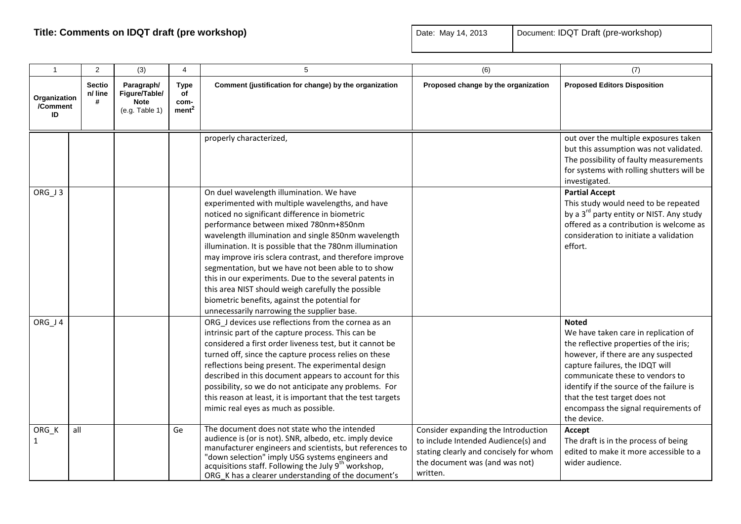**Title: Comments on IDQT draft (pre workshop)**

| Date: May 14, 2013 | Document: IDQT Draft (pre-workshop) |
|---|---|

| 1 | 2 | (3) | 4 | 5 | (6) | (7) |
|---|---|---|---|---|---|---|
| **Organization /Comment ID** | **Section/ line #** | **Paragraph/ Figure/Table/ Note** (e.g. Table 1) | **Type of com-ment[2]** | **Comment (justification for change) by the organization** | **Proposed change by the organization** | **Proposed Editors Disposition** |
| | | | | properly characterized, | | out over the multiple exposures taken but this assumption was not validated. The possibility of faulty measurements for systems with rolling shutters will be investigated. |
| ORG_J 3 | | | | On duel wavelength illumination. We have experimented with multiple wavelengths, and have noticed no significant difference in biometric performance between mixed 780nm+850nm wavelength illumination and single 850nm wavelength illumination. It is possible that the 780nm illumination may improve iris sclera contrast, and therefore improve segmentation, but we have not been able to to show this in our experiments. Due to the several patents in this area NIST should weigh carefully the possible biometric benefits, against the potential for unnecessarily narrowing the supplier base. | | **Partial Accept** This study would need to be repeated by a 3rd party entity or NIST. Any study offered as a contribution is welcome as consideration to initiate a validation effort. |
| ORG_J 4 | | | | ORG_J devices use reflections from the cornea as an intrinsic part of the capture process. This can be considered a first order liveness test, but it cannot be turned off, since the capture process relies on these reflections being present. The experimental design described in this document appears to account for this possibility, so we do not anticipate any problems. For this reason at least, it is important that the test targets mimic real eyes as much as possible. | | **Noted** We have taken care in replication of the reflective properties of the iris; however, if there are any suspected capture failures, the IDQT will communicate these to vendors to identify if the source of the failure is that the test target does not encompass the signal requirements of the device. |
| ORG_K 1 | all | | Ge | The document does not state who the intended audience is (or is not). SNR, albedo, etc. imply device manufacturer engineers and scientists, but references to "down selection" imply USG systems engineers and acquisitions staff. Following the July 9th workshop, ORG_K has a clearer understanding of the document's | Consider expanding the Introduction to include Intended Audience(s) and stating clearly and concisely for whom the document was (and was not) written. | **Accept** The draft is in the process of being edited to make it more accessible to a wider audience. |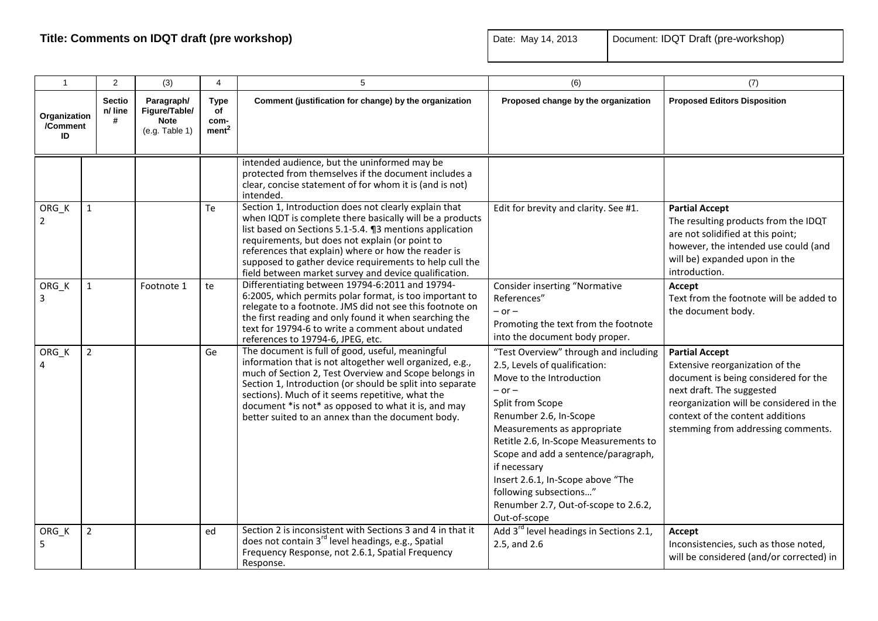**Title: Comments on IDQT draft (pre workshop)**

| Date: May 14, 2013 | Document: IDQT Draft (pre-workshop) |
|---|---|

| 1 | 2 | (3) | 4 | 5 | (6) | (7) |
|---|---|---|---|---|---|---|
| **Organization /Comment ID** | **Section/ line #** | **Paragraph/ Figure/Table/ Note** (e.g. Table 1) | **Type of comment[2]** | **Comment (justification for change) by the organization** | **Proposed change by the organization** | **Proposed Editors Disposition** |
| | | | | intended audience, but the uninformed may be protected from themselves if the document includes a clear, concise statement of for whom it is (and is not) intended. | | |
| ORG_K 2 | 1 | | Te | Section 1, Introduction does not clearly explain that when IQDT is complete there basically will be a products list based on Sections 5.1-5.4. ¶3 mentions application requirements, but does not explain (or point to references that explain) where or how the reader is supposed to gather device requirements to help cull the field between market survey and device qualification. | Edit for brevity and clarity. See #1. | **Partial Accept** The resulting products from the IDQT are not solidified at this point; however, the intended use could (and will be) expanded upon in the introduction. |
| ORG_K 3 | 1 | Footnote 1 | te | Differentiating between 19794-6:2011 and 19794-6:2005, which permits polar format, is too important to relegate to a footnote. JMS did not see this footnote on the first reading and only found it when searching the text for 19794-6 to write a comment about undated references to 19794-6, JPEG, etc. | Consider inserting "Normative References" – or – Promoting the text from the footnote into the document body proper. | **Accept** Text from the footnote will be added to the document body. |
| ORG_K 4 | 2 | | Ge | The document is full of good, useful, meaningful information that is not altogether well organized, e.g., much of Section 2, Test Overview and Scope belongs in Section 1, Introduction (or should be split into separate sections). Much of it seems repetitive, what the document \*is not\* as opposed to what it is, and may better suited to an annex than the document body. | "Test Overview" through and including 2.5, Levels of qualification: Move to the Introduction – or – Split from Scope Renumber 2.6, In-Scope Measurements as appropriate Retitle 2.6, In-Scope Measurements to Scope and add a sentence/paragraph, if necessary Insert 2.6.1, In-Scope above "The following subsections…" Renumber 2.7, Out-of-scope to 2.6.2, Out-of-scope | **Partial Accept** Extensive reorganization of the document is being considered for the next draft. The suggested reorganization will be considered in the context of the content additions stemming from addressing comments. |
| ORG_K 5 | 2 | | ed | Section 2 is inconsistent with Sections 3 and 4 in that it does not contain 3rd level headings, e.g., Spatial Frequency Response, not 2.6.1, Spatial Frequency Response. | Add 3rd level headings in Sections 2.1, 2.5, and 2.6 | **Accept** Inconsistencies, such as those noted, will be considered (and/or corrected) in |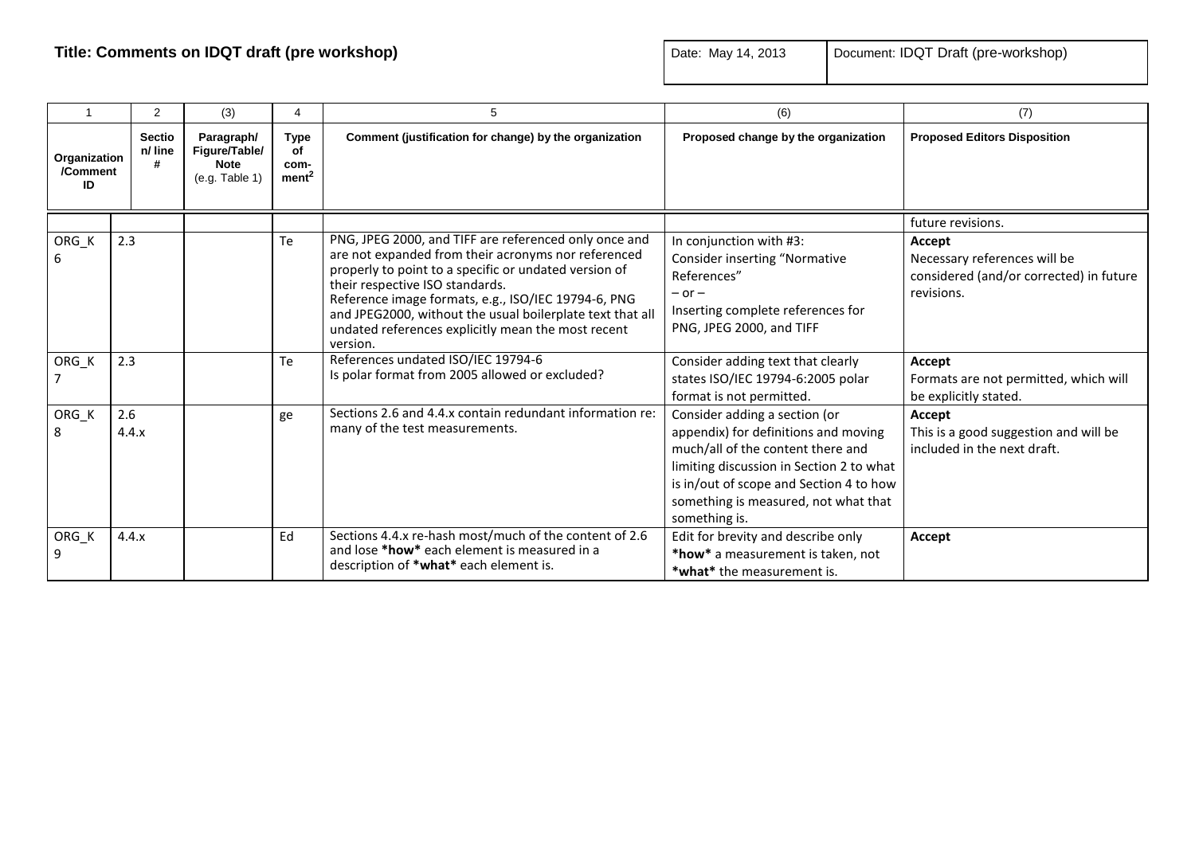**Title: Comments on IDQT draft (pre workshop)**

| Date: May 14, 2013 | Document: IDQT Draft (pre-workshop) |
|---|---|

| 1 | 2 | (3) | 4 | 5 | (6) | (7) |
|---|---|---|---|---|---|---|
| **Organization /Comment ID** | **Section/ line #** | **Paragraph/ Figure/Table/ Note** (e.g. Table 1) | **Type of com-ment**[2] | **Comment (justification for change) by the organization** | **Proposed change by the organization** | **Proposed Editors Disposition** |
| | | | | | | future revisions. |
| ORG_K 6 | 2.3 | | Te | PNG, JPEG 2000, and TIFF are referenced only once and are not expanded from their acronyms nor referenced properly to point to a specific or undated version of their respective ISO standards. Reference image formats, e.g., ISO/IEC 19794-6, PNG and JPEG2000, without the usual boilerplate text that all undated references explicitly mean the most recent version. | In conjunction with #3: Consider inserting "Normative References" – or – Inserting complete references for PNG, JPEG 2000, and TIFF | **Accept** Necessary references will be considered (and/or corrected) in future revisions. |
| ORG_K 7 | 2.3 | | Te | References undated ISO/IEC 19794-6 Is polar format from 2005 allowed or excluded? | Consider adding text that clearly states ISO/IEC 19794-6:2005 polar format is not permitted. | **Accept** Formats are not permitted, which will be explicitly stated. |
| ORG_K 8 | 2.6 4.4.x | | ge | Sections 2.6 and 4.4.x contain redundant information re: many of the test measurements. | Consider adding a section (or appendix) for definitions and moving much/all of the content there and limiting discussion in Section 2 to what is in/out of scope and Section 4 to how something is measured, not what that something is. | **Accept** This is a good suggestion and will be included in the next draft. |
| ORG_K 9 | 4.4.x | | Ed | Sections 4.4.x re-hash most/much of the content of 2.6 and lose **\*how\*** each element is measured in a description of **\*what\*** each element is. | Edit for brevity and describe only **\*how\*** a measurement is taken, not **\*what\*** the measurement is. | **Accept** |